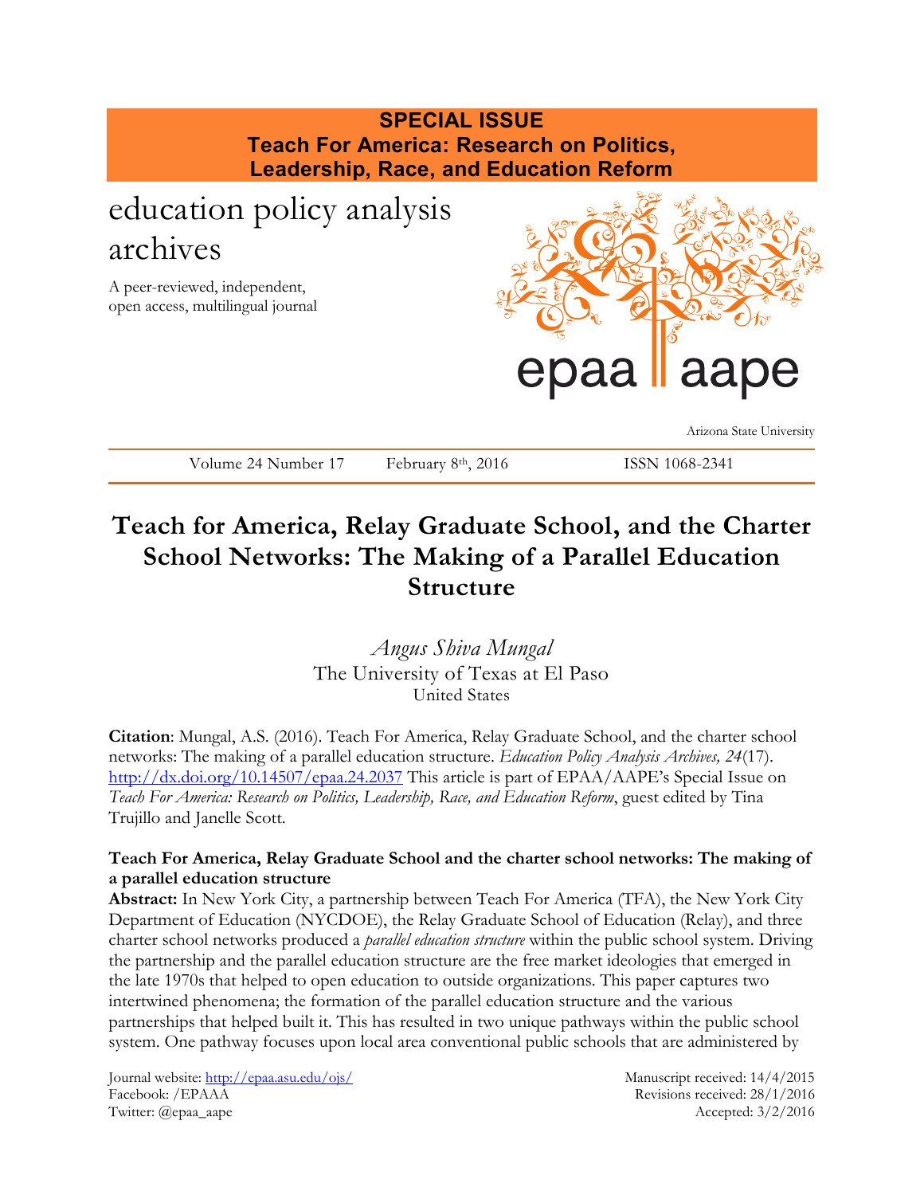**SPECIAL ISSUE**
**Teach For America: Research on Politics, Leadership, Race, and Education Reform**

education policy analysis archives

A peer-reviewed, independent, open access, multilingual journal

epaa aape

Arizona State University

Volume 24 Number 17 February 8th, 2016 ISSN 1068-2341

# Teach for America, Relay Graduate School, and the Charter School Networks: The Making of a Parallel Education Structure

*Angus Shiva Mungal*
The University of Texas at El Paso
United States

**Citation**: Mungal, A.S. (2016). Teach For America, Relay Graduate School, and the charter school networks: The making of a parallel education structure. *Education Policy Analysis Archives, 24*(17). http://dx.doi.org/10.14507/epaa.24.2037 This article is part of EPAA/AAPE's Special Issue on *Teach For America: Research on Politics, Leadership, Race, and Education Reform*, guest edited by Tina Trujillo and Janelle Scott.

**Teach For America, Relay Graduate School and the charter school networks: The making of a parallel education structure**

**Abstract:** In New York City, a partnership between Teach For America (TFA), the New York City Department of Education (NYCDOE), the Relay Graduate School of Education (Relay), and three charter school networks produced a *parallel education structure* within the public school system. Driving the partnership and the parallel education structure are the free market ideologies that emerged in the late 1970s that helped to open education to outside organizations. This paper captures two intertwined phenomena; the formation of the parallel education structure and the various partnerships that helped built it. This has resulted in two unique pathways within the public school system. One pathway focuses upon local area conventional public schools that are administered by

Journal website: http://epaa.asu.edu/ojs/
Facebook: /EPAAA
Twitter: @epaa_aape

Manuscript received: 14/4/2015
Revisions received: 28/1/2016
Accepted: 3/2/2016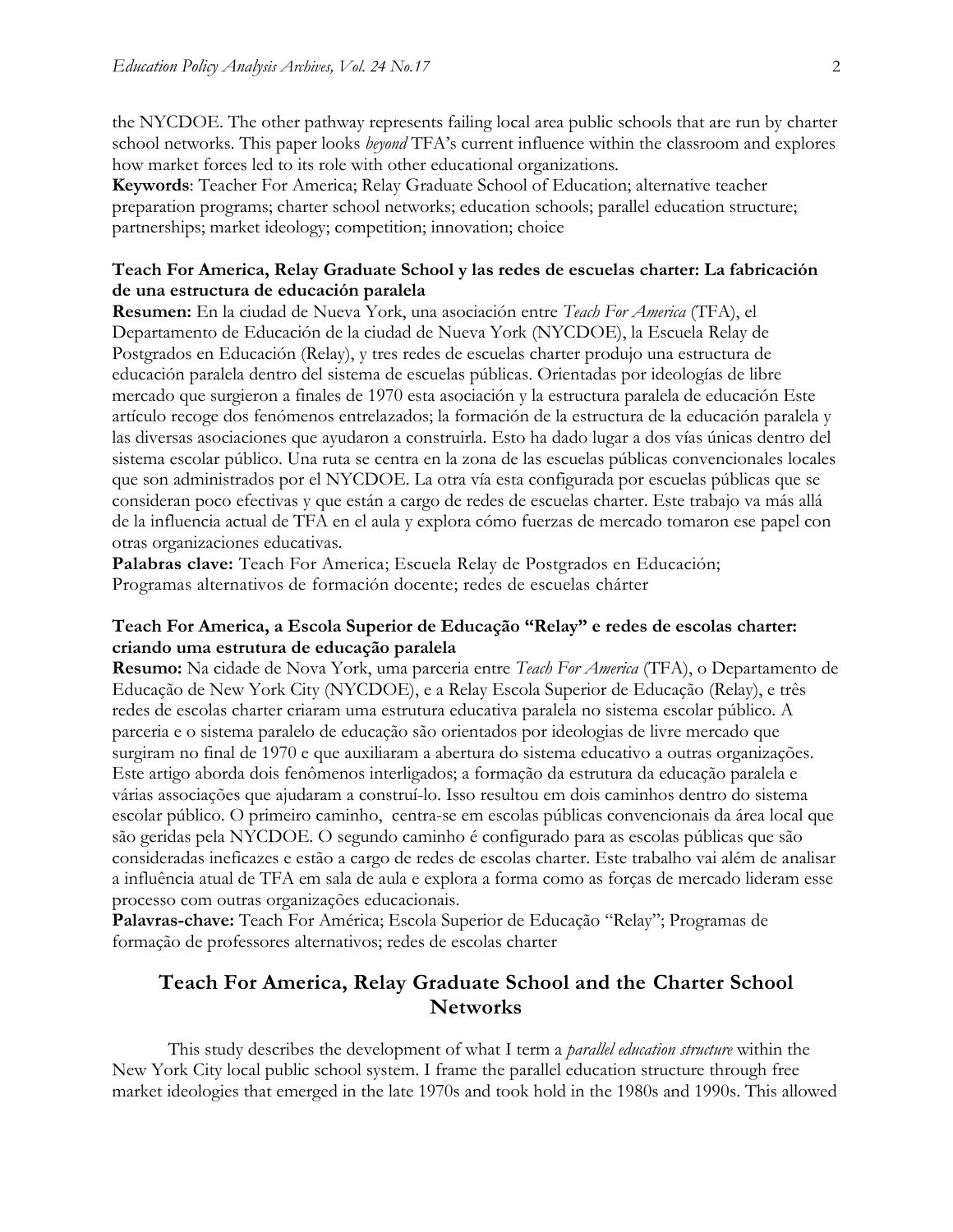the NYCDOE. The other pathway represents failing local area public schools that are run by charter school networks. This paper looks *beyond* TFA's current influence within the classroom and explores how market forces led to its role with other educational organizations.

**Keywords**: Teacher For America; Relay Graduate School of Education; alternative teacher preparation programs; charter school networks; education schools; parallel education structure; partnerships; market ideology; competition; innovation; choice

### Teach For America, Relay Graduate School y las redes de escuelas charter: La fabricación de una estructura de educación paralela

**Resumen:** En la ciudad de Nueva York, una asociación entre *Teach For America* (TFA), el Departamento de Educación de la ciudad de Nueva York (NYCDOE), la Escuela Relay de Postgrados en Educación (Relay), y tres redes de escuelas charter produjo una estructura de educación paralela dentro del sistema de escuelas públicas. Orientadas por ideologías de libre mercado que surgieron a finales de 1970 esta asociación y la estructura paralela de educación Este artículo recoge dos fenómenos entrelazados; la formación de la estructura de la educación paralela y las diversas asociaciones que ayudaron a construirla. Esto ha dado lugar a dos vías únicas dentro del sistema escolar público. Una ruta se centra en la zona de las escuelas públicas convencionales locales que son administrados por el NYCDOE. La otra vía esta configurada por escuelas públicas que se consideran poco efectivas y que están a cargo de redes de escuelas charter. Este trabajo va más allá de la influencia actual de TFA en el aula y explora cómo fuerzas de mercado tomaron ese papel con otras organizaciones educativas.

**Palabras clave:** Teach For America; Escuela Relay de Postgrados en Educación; Programas alternativos de formación docente; redes de escuelas chárter

### Teach For America, a Escola Superior de Educação "Relay" e redes de escolas charter: criando uma estrutura de educação paralela

**Resumo:** Na cidade de Nova York, uma parceria entre *Teach For America* (TFA), o Departamento de Educação de New York City (NYCDOE), e a Relay Escola Superior de Educação (Relay), e três redes de escolas charter criaram uma estrutura educativa paralela no sistema escolar público. A parceria e o sistema paralelo de educação são orientados por ideologias de livre mercado que surgiram no final de 1970 e que auxiliaram a abertura do sistema educativo a outras organizações. Este artigo aborda dois fenômenos interligados; a formação da estrutura da educação paralela e várias associações que ajudaram a construí-lo. Isso resultou em dois caminhos dentro do sistema escolar público. O primeiro caminho, centra-se em escolas públicas convencionais da área local que são geridas pela NYCDOE. O segundo caminho é configurado para as escolas públicas que são consideradas ineficazes e estão a cargo de redes de escolas charter. Este trabalho vai além de analisar a influência atual de TFA em sala de aula e explora a forma como as forças de mercado lideram esse processo com outras organizações educacionais.

**Palavras-chave:** Teach For América; Escola Superior de Educação "Relay"; Programas de formação de professores alternativos; redes de escolas charter

## Teach For America, Relay Graduate School and the Charter School Networks

This study describes the development of what I term a *parallel education structure* within the New York City local public school system. I frame the parallel education structure through free market ideologies that emerged in the late 1970s and took hold in the 1980s and 1990s. This allowed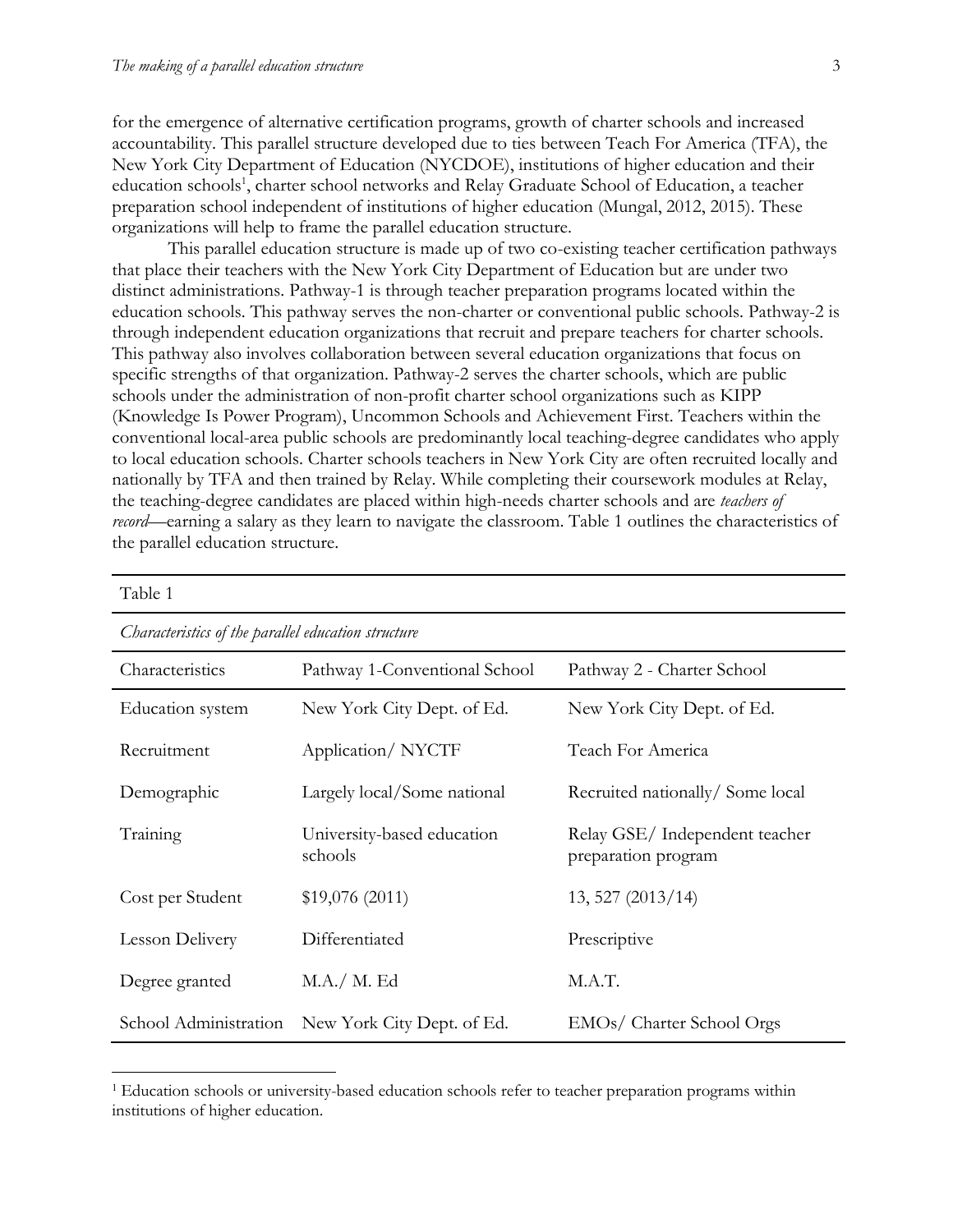for the emergence of alternative certification programs, growth of charter schools and increased accountability. This parallel structure developed due to ties between Teach For America (TFA), the New York City Department of Education (NYCDOE), institutions of higher education and their education schools[1], charter school networks and Relay Graduate School of Education, a teacher preparation school independent of institutions of higher education (Mungal, 2012, 2015). These organizations will help to frame the parallel education structure.

This parallel education structure is made up of two co-existing teacher certification pathways that place their teachers with the New York City Department of Education but are under two distinct administrations. Pathway-1 is through teacher preparation programs located within the education schools. This pathway serves the non-charter or conventional public schools. Pathway-2 is through independent education organizations that recruit and prepare teachers for charter schools. This pathway also involves collaboration between several education organizations that focus on specific strengths of that organization. Pathway-2 serves the charter schools, which are public schools under the administration of non-profit charter school organizations such as KIPP (Knowledge Is Power Program), Uncommon Schools and Achievement First. Teachers within the conventional local-area public schools are predominantly local teaching-degree candidates who apply to local education schools. Charter schools teachers in New York City are often recruited locally and nationally by TFA and then trained by Relay. While completing their coursework modules at Relay, the teaching-degree candidates are placed within high-needs charter schools and are *teachers of record*—earning a salary as they learn to navigate the classroom. Table 1 outlines the characteristics of the parallel education structure.

Table 1

*Characteristics of the parallel education structure*

| Characteristics | Pathway 1-Conventional School | Pathway 2 - Charter School |
|---|---|---|
| Education system | New York City Dept. of Ed. | New York City Dept. of Ed. |
| Recruitment | Application/ NYCTF | Teach For America |
| Demographic | Largely local/Some national | Recruited nationally/ Some local |
| Training | University-based education schools | Relay GSE/ Independent teacher preparation program |
| Cost per Student | $19,076 (2011) | 13, 527 (2013/14) |
| Lesson Delivery | Differentiated | Prescriptive |
| Degree granted | M.A./ M. Ed | M.A.T. |
| School Administration | New York City Dept. of Ed. | EMOs/ Charter School Orgs |

[1] Education schools or university-based education schools refer to teacher preparation programs within institutions of higher education.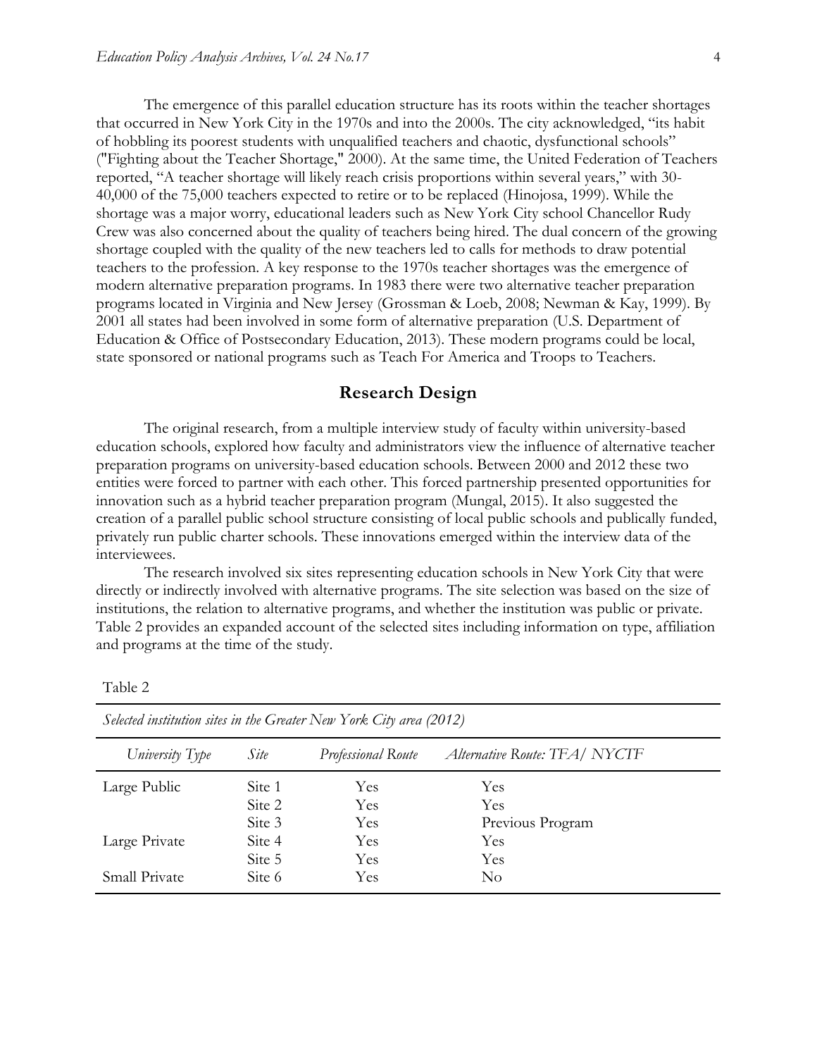The emergence of this parallel education structure has its roots within the teacher shortages that occurred in New York City in the 1970s and into the 2000s. The city acknowledged, "its habit of hobbling its poorest students with unqualified teachers and chaotic, dysfunctional schools" ("Fighting about the Teacher Shortage," 2000). At the same time, the United Federation of Teachers reported, "A teacher shortage will likely reach crisis proportions within several years," with 30-40,000 of the 75,000 teachers expected to retire or to be replaced (Hinojosa, 1999). While the shortage was a major worry, educational leaders such as New York City school Chancellor Rudy Crew was also concerned about the quality of teachers being hired. The dual concern of the growing shortage coupled with the quality of the new teachers led to calls for methods to draw potential teachers to the profession. A key response to the 1970s teacher shortages was the emergence of modern alternative preparation programs. In 1983 there were two alternative teacher preparation programs located in Virginia and New Jersey (Grossman & Loeb, 2008; Newman & Kay, 1999). By 2001 all states had been involved in some form of alternative preparation (U.S. Department of Education & Office of Postsecondary Education, 2013). These modern programs could be local, state sponsored or national programs such as Teach For America and Troops to Teachers.

## Research Design

The original research, from a multiple interview study of faculty within university-based education schools, explored how faculty and administrators view the influence of alternative teacher preparation programs on university-based education schools. Between 2000 and 2012 these two entities were forced to partner with each other. This forced partnership presented opportunities for innovation such as a hybrid teacher preparation program (Mungal, 2015). It also suggested the creation of a parallel public school structure consisting of local public schools and publically funded, privately run public charter schools. These innovations emerged within the interview data of the interviewees.

The research involved six sites representing education schools in New York City that were directly or indirectly involved with alternative programs. The site selection was based on the size of institutions, the relation to alternative programs, and whether the institution was public or private. Table 2 provides an expanded account of the selected sites including information on type, affiliation and programs at the time of the study.

Table 2

*Selected institution sites in the Greater New York City area (2012)*

| *University Type* | *Site* | *Professional Route* | *Alternative Route: TFA/ NYCTF* |
|---|---|---|---|
| Large Public | Site 1 | Yes | Yes |
| | Site 2 | Yes | Yes |
| | Site 3 | Yes | Previous Program |
| Large Private | Site 4 | Yes | Yes |
| | Site 5 | Yes | Yes |
| Small Private | Site 6 | Yes | No |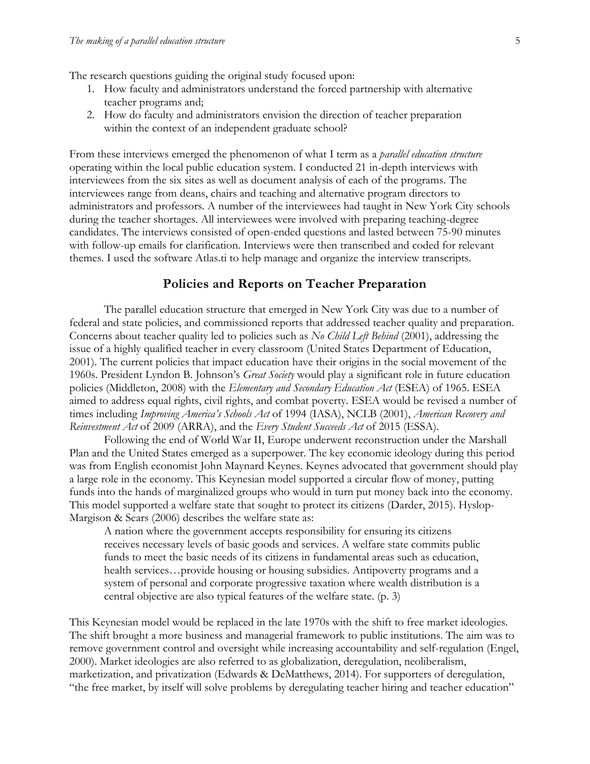The research questions guiding the original study focused upon:

1. How faculty and administrators understand the forced partnership with alternative teacher programs and;
2. How do faculty and administrators envision the direction of teacher preparation within the context of an independent graduate school?

From these interviews emerged the phenomenon of what I term as a *parallel education structure* operating within the local public education system. I conducted 21 in-depth interviews with interviewees from the six sites as well as document analysis of each of the programs. The interviewees range from deans, chairs and teaching and alternative program directors to administrators and professors. A number of the interviewees had taught in New York City schools during the teacher shortages. All interviewees were involved with preparing teaching-degree candidates. The interviews consisted of open-ended questions and lasted between 75-90 minutes with follow-up emails for clarification. Interviews were then transcribed and coded for relevant themes. I used the software Atlas.ti to help manage and organize the interview transcripts.

## Policies and Reports on Teacher Preparation

The parallel education structure that emerged in New York City was due to a number of federal and state policies, and commissioned reports that addressed teacher quality and preparation. Concerns about teacher quality led to policies such as *No Child Left Behind* (2001), addressing the issue of a highly qualified teacher in every classroom (United States Department of Education, 2001). The current policies that impact education have their origins in the social movement of the 1960s. President Lyndon B. Johnson's *Great Society* would play a significant role in future education policies (Middleton, 2008) with the *Elementary and Secondary Education Act* (ESEA) of 1965. ESEA aimed to address equal rights, civil rights, and combat poverty. ESEA would be revised a number of times including *Improving America's Schools Act* of 1994 (IASA), NCLB (2001), *American Recovery and Reinvestment Act* of 2009 (ARRA), and the *Every Student Succeeds Act* of 2015 (ESSA).

Following the end of World War II, Europe underwent reconstruction under the Marshall Plan and the United States emerged as a superpower. The key economic ideology during this period was from English economist John Maynard Keynes. Keynes advocated that government should play a large role in the economy. This Keynesian model supported a circular flow of money, putting funds into the hands of marginalized groups who would in turn put money back into the economy. This model supported a welfare state that sought to protect its citizens (Darder, 2015). Hyslop-Margison & Sears (2006) describes the welfare state as:

> A nation where the government accepts responsibility for ensuring its citizens receives necessary levels of basic goods and services. A welfare state commits public funds to meet the basic needs of its citizens in fundamental areas such as education, health services…provide housing or housing subsidies. Antipoverty programs and a system of personal and corporate progressive taxation where wealth distribution is a central objective are also typical features of the welfare state. (p. 3)

This Keynesian model would be replaced in the late 1970s with the shift to free market ideologies. The shift brought a more business and managerial framework to public institutions. The aim was to remove government control and oversight while increasing accountability and self-regulation (Engel, 2000). Market ideologies are also referred to as globalization, deregulation, neoliberalism, marketization, and privatization (Edwards & DeMatthews, 2014). For supporters of deregulation, "the free market, by itself will solve problems by deregulating teacher hiring and teacher education"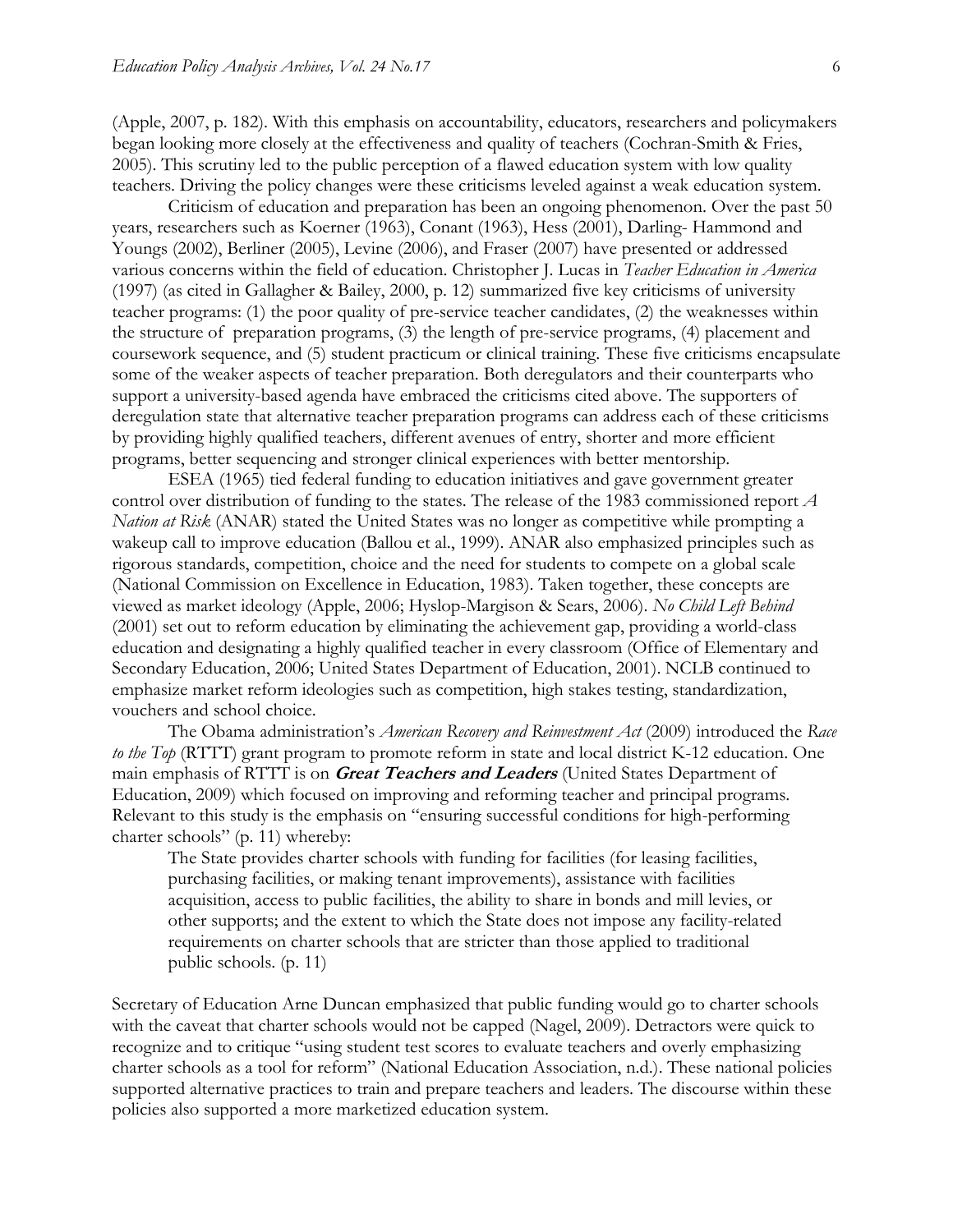(Apple, 2007, p. 182). With this emphasis on accountability, educators, researchers and policymakers began looking more closely at the effectiveness and quality of teachers (Cochran-Smith & Fries, 2005). This scrutiny led to the public perception of a flawed education system with low quality teachers. Driving the policy changes were these criticisms leveled against a weak education system.

Criticism of education and preparation has been an ongoing phenomenon. Over the past 50 years, researchers such as Koerner (1963), Conant (1963), Hess (2001), Darling- Hammond and Youngs (2002), Berliner (2005), Levine (2006), and Fraser (2007) have presented or addressed various concerns within the field of education. Christopher J. Lucas in *Teacher Education in America* (1997) (as cited in Gallagher & Bailey, 2000, p. 12) summarized five key criticisms of university teacher programs: (1) the poor quality of pre-service teacher candidates, (2) the weaknesses within the structure of preparation programs, (3) the length of pre-service programs, (4) placement and coursework sequence, and (5) student practicum or clinical training. These five criticisms encapsulate some of the weaker aspects of teacher preparation. Both deregulators and their counterparts who support a university-based agenda have embraced the criticisms cited above. The supporters of deregulation state that alternative teacher preparation programs can address each of these criticisms by providing highly qualified teachers, different avenues of entry, shorter and more efficient programs, better sequencing and stronger clinical experiences with better mentorship.

ESEA (1965) tied federal funding to education initiatives and gave government greater control over distribution of funding to the states. The release of the 1983 commissioned report *A Nation at Risk* (ANAR) stated the United States was no longer as competitive while prompting a wakeup call to improve education (Ballou et al., 1999). ANAR also emphasized principles such as rigorous standards, competition, choice and the need for students to compete on a global scale (National Commission on Excellence in Education, 1983). Taken together, these concepts are viewed as market ideology (Apple, 2006; Hyslop-Margison & Sears, 2006). *No Child Left Behind* (2001) set out to reform education by eliminating the achievement gap, providing a world-class education and designating a highly qualified teacher in every classroom (Office of Elementary and Secondary Education, 2006; United States Department of Education, 2001). NCLB continued to emphasize market reform ideologies such as competition, high stakes testing, standardization, vouchers and school choice.

The Obama administration's *American Recovery and Reinvestment Act* (2009) introduced the *Race to the Top* (RTTT) grant program to promote reform in state and local district K-12 education. One main emphasis of RTTT is on ***Great Teachers and Leaders*** (United States Department of Education, 2009) which focused on improving and reforming teacher and principal programs. Relevant to this study is the emphasis on "ensuring successful conditions for high-performing charter schools" (p. 11) whereby:

> The State provides charter schools with funding for facilities (for leasing facilities, purchasing facilities, or making tenant improvements), assistance with facilities acquisition, access to public facilities, the ability to share in bonds and mill levies, or other supports; and the extent to which the State does not impose any facility-related requirements on charter schools that are stricter than those applied to traditional public schools. (p. 11)

Secretary of Education Arne Duncan emphasized that public funding would go to charter schools with the caveat that charter schools would not be capped (Nagel, 2009). Detractors were quick to recognize and to critique "using student test scores to evaluate teachers and overly emphasizing charter schools as a tool for reform" (National Education Association, n.d.). These national policies supported alternative practices to train and prepare teachers and leaders. The discourse within these policies also supported a more marketized education system.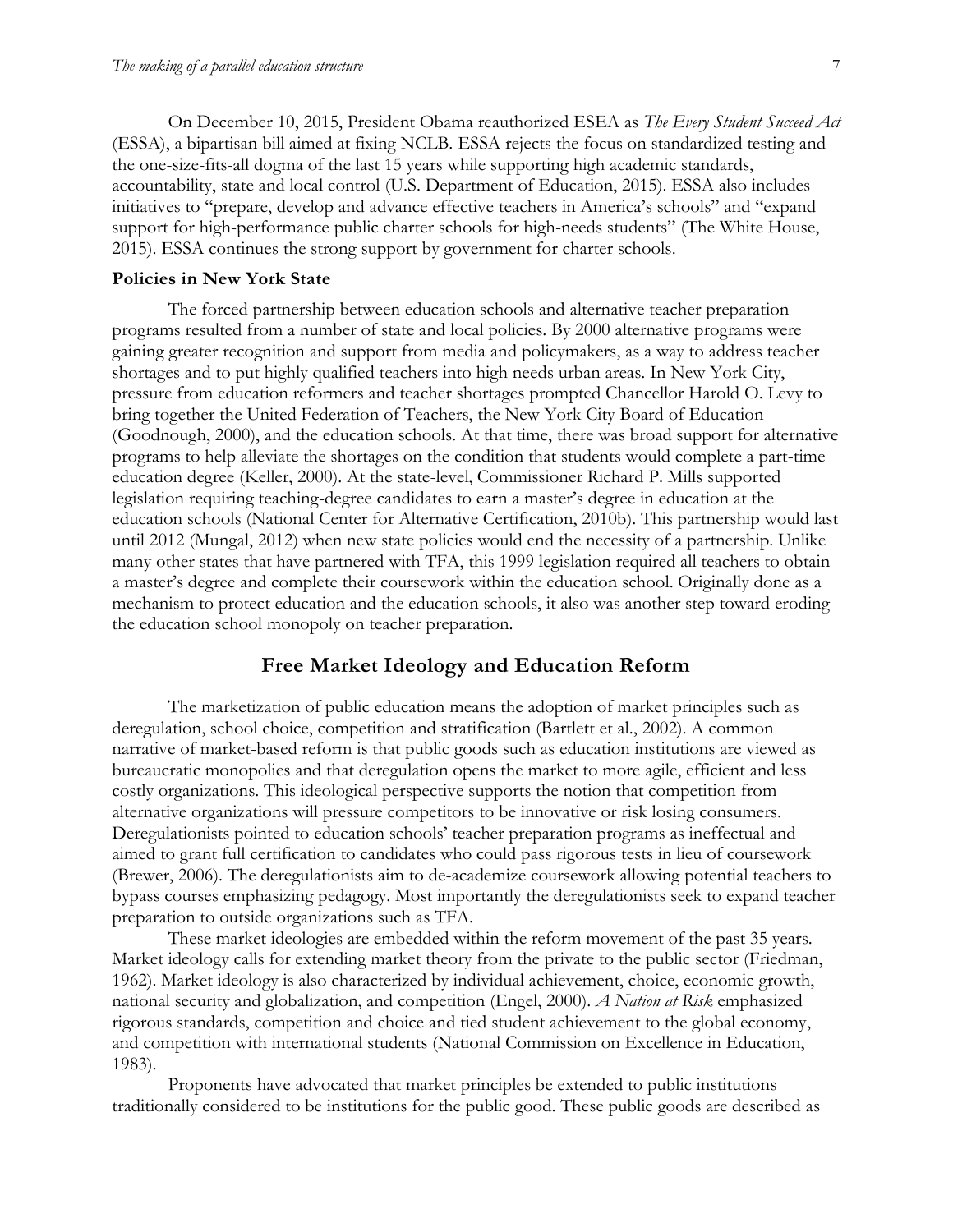On December 10, 2015, President Obama reauthorized ESEA as *The Every Student Succeed Act* (ESSA), a bipartisan bill aimed at fixing NCLB. ESSA rejects the focus on standardized testing and the one-size-fits-all dogma of the last 15 years while supporting high academic standards, accountability, state and local control (U.S. Department of Education, 2015). ESSA also includes initiatives to "prepare, develop and advance effective teachers in America's schools" and "expand support for high-performance public charter schools for high-needs students" (The White House, 2015). ESSA continues the strong support by government for charter schools.

### Policies in New York State

The forced partnership between education schools and alternative teacher preparation programs resulted from a number of state and local policies. By 2000 alternative programs were gaining greater recognition and support from media and policymakers, as a way to address teacher shortages and to put highly qualified teachers into high needs urban areas. In New York City, pressure from education reformers and teacher shortages prompted Chancellor Harold O. Levy to bring together the United Federation of Teachers, the New York City Board of Education (Goodnough, 2000), and the education schools. At that time, there was broad support for alternative programs to help alleviate the shortages on the condition that students would complete a part-time education degree (Keller, 2000). At the state-level, Commissioner Richard P. Mills supported legislation requiring teaching-degree candidates to earn a master's degree in education at the education schools (National Center for Alternative Certification, 2010b). This partnership would last until 2012 (Mungal, 2012) when new state policies would end the necessity of a partnership. Unlike many other states that have partnered with TFA, this 1999 legislation required all teachers to obtain a master's degree and complete their coursework within the education school. Originally done as a mechanism to protect education and the education schools, it also was another step toward eroding the education school monopoly on teacher preparation.

## Free Market Ideology and Education Reform

The marketization of public education means the adoption of market principles such as deregulation, school choice, competition and stratification (Bartlett et al., 2002). A common narrative of market-based reform is that public goods such as education institutions are viewed as bureaucratic monopolies and that deregulation opens the market to more agile, efficient and less costly organizations. This ideological perspective supports the notion that competition from alternative organizations will pressure competitors to be innovative or risk losing consumers. Deregulationists pointed to education schools' teacher preparation programs as ineffectual and aimed to grant full certification to candidates who could pass rigorous tests in lieu of coursework (Brewer, 2006). The deregulationists aim to de-academize coursework allowing potential teachers to bypass courses emphasizing pedagogy. Most importantly the deregulationists seek to expand teacher preparation to outside organizations such as TFA.

These market ideologies are embedded within the reform movement of the past 35 years. Market ideology calls for extending market theory from the private to the public sector (Friedman, 1962). Market ideology is also characterized by individual achievement, choice, economic growth, national security and globalization, and competition (Engel, 2000). *A Nation at Risk* emphasized rigorous standards, competition and choice and tied student achievement to the global economy, and competition with international students (National Commission on Excellence in Education, 1983).

Proponents have advocated that market principles be extended to public institutions traditionally considered to be institutions for the public good. These public goods are described as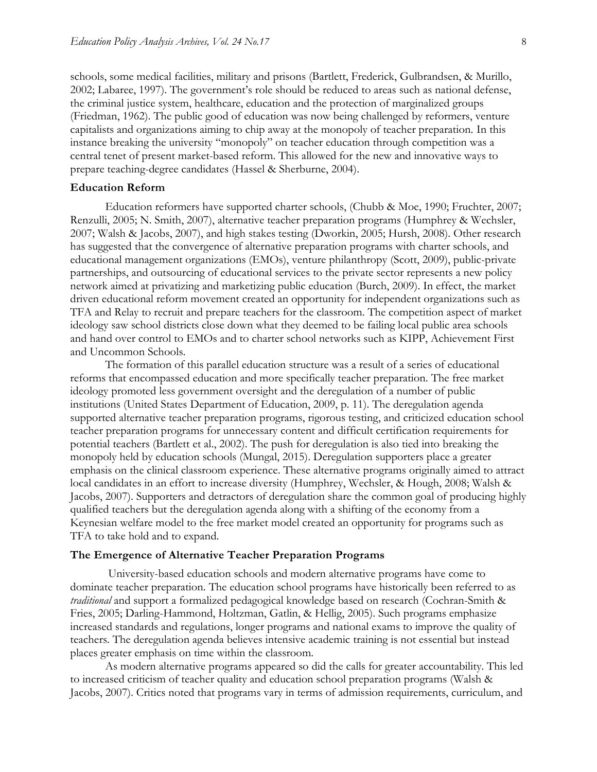schools, some medical facilities, military and prisons (Bartlett, Frederick, Gulbrandsen, & Murillo, 2002; Labaree, 1997). The government's role should be reduced to areas such as national defense, the criminal justice system, healthcare, education and the protection of marginalized groups (Friedman, 1962). The public good of education was now being challenged by reformers, venture capitalists and organizations aiming to chip away at the monopoly of teacher preparation. In this instance breaking the university "monopoly" on teacher education through competition was a central tenet of present market-based reform. This allowed for the new and innovative ways to prepare teaching-degree candidates (Hassel & Sherburne, 2004).

### Education Reform

Education reformers have supported charter schools, (Chubb & Moe, 1990; Fruchter, 2007; Renzulli, 2005; N. Smith, 2007), alternative teacher preparation programs (Humphrey & Wechsler, 2007; Walsh & Jacobs, 2007), and high stakes testing (Dworkin, 2005; Hursh, 2008). Other research has suggested that the convergence of alternative preparation programs with charter schools, and educational management organizations (EMOs), venture philanthropy (Scott, 2009), public-private partnerships, and outsourcing of educational services to the private sector represents a new policy network aimed at privatizing and marketizing public education (Burch, 2009). In effect, the market driven educational reform movement created an opportunity for independent organizations such as TFA and Relay to recruit and prepare teachers for the classroom. The competition aspect of market ideology saw school districts close down what they deemed to be failing local public area schools and hand over control to EMOs and to charter school networks such as KIPP, Achievement First and Uncommon Schools.

The formation of this parallel education structure was a result of a series of educational reforms that encompassed education and more specifically teacher preparation. The free market ideology promoted less government oversight and the deregulation of a number of public institutions (United States Department of Education, 2009, p. 11). The deregulation agenda supported alternative teacher preparation programs, rigorous testing, and criticized education school teacher preparation programs for unnecessary content and difficult certification requirements for potential teachers (Bartlett et al., 2002). The push for deregulation is also tied into breaking the monopoly held by education schools (Mungal, 2015). Deregulation supporters place a greater emphasis on the clinical classroom experience. These alternative programs originally aimed to attract local candidates in an effort to increase diversity (Humphrey, Wechsler, & Hough, 2008; Walsh & Jacobs, 2007). Supporters and detractors of deregulation share the common goal of producing highly qualified teachers but the deregulation agenda along with a shifting of the economy from a Keynesian welfare model to the free market model created an opportunity for programs such as TFA to take hold and to expand.

### The Emergence of Alternative Teacher Preparation Programs

University-based education schools and modern alternative programs have come to dominate teacher preparation. The education school programs have historically been referred to as *traditional* and support a formalized pedagogical knowledge based on research (Cochran-Smith & Fries, 2005; Darling-Hammond, Holtzman, Gatlin, & Hellig, 2005). Such programs emphasize increased standards and regulations, longer programs and national exams to improve the quality of teachers. The deregulation agenda believes intensive academic training is not essential but instead places greater emphasis on time within the classroom.

As modern alternative programs appeared so did the calls for greater accountability. This led to increased criticism of teacher quality and education school preparation programs (Walsh & Jacobs, 2007). Critics noted that programs vary in terms of admission requirements, curriculum, and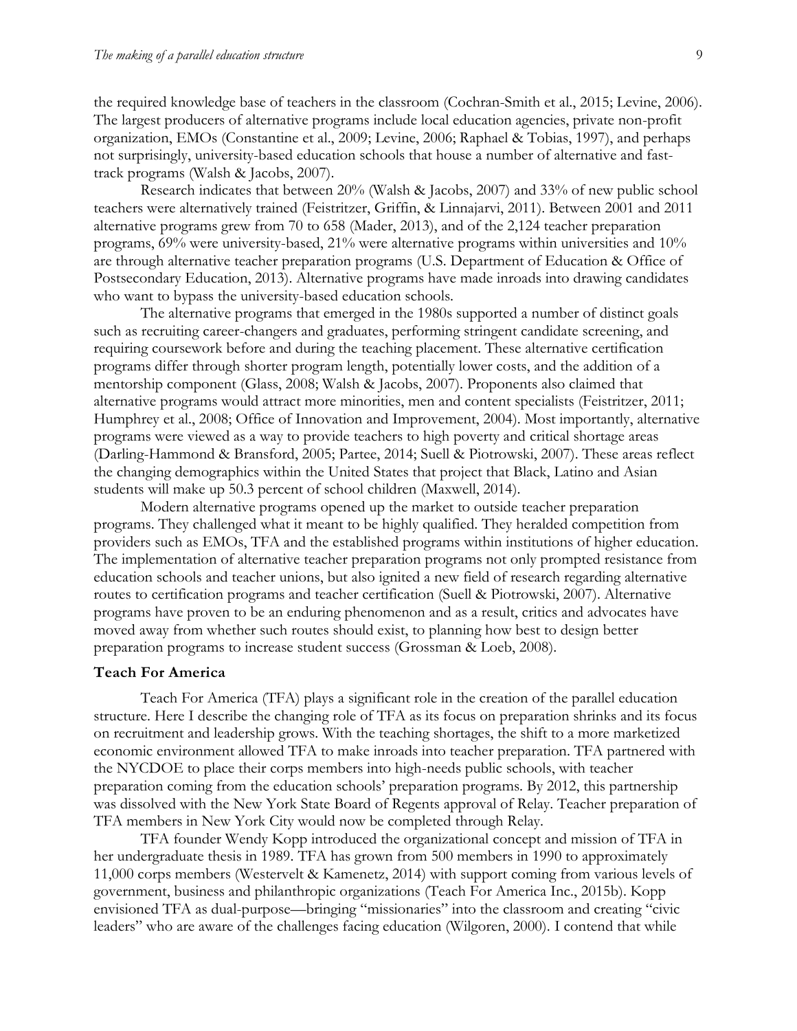the required knowledge base of teachers in the classroom (Cochran-Smith et al., 2015; Levine, 2006). The largest producers of alternative programs include local education agencies, private non-profit organization, EMOs (Constantine et al., 2009; Levine, 2006; Raphael & Tobias, 1997), and perhaps not surprisingly, university-based education schools that house a number of alternative and fast-track programs (Walsh & Jacobs, 2007).

Research indicates that between 20% (Walsh & Jacobs, 2007) and 33% of new public school teachers were alternatively trained (Feistritzer, Griffin, & Linnajarvi, 2011). Between 2001 and 2011 alternative programs grew from 70 to 658 (Mader, 2013), and of the 2,124 teacher preparation programs, 69% were university-based, 21% were alternative programs within universities and 10% are through alternative teacher preparation programs (U.S. Department of Education & Office of Postsecondary Education, 2013). Alternative programs have made inroads into drawing candidates who want to bypass the university-based education schools.

The alternative programs that emerged in the 1980s supported a number of distinct goals such as recruiting career-changers and graduates, performing stringent candidate screening, and requiring coursework before and during the teaching placement. These alternative certification programs differ through shorter program length, potentially lower costs, and the addition of a mentorship component (Glass, 2008; Walsh & Jacobs, 2007). Proponents also claimed that alternative programs would attract more minorities, men and content specialists (Feistritzer, 2011; Humphrey et al., 2008; Office of Innovation and Improvement, 2004). Most importantly, alternative programs were viewed as a way to provide teachers to high poverty and critical shortage areas (Darling-Hammond & Bransford, 2005; Partee, 2014; Suell & Piotrowski, 2007). These areas reflect the changing demographics within the United States that project that Black, Latino and Asian students will make up 50.3 percent of school children (Maxwell, 2014).

Modern alternative programs opened up the market to outside teacher preparation programs. They challenged what it meant to be highly qualified. They heralded competition from providers such as EMOs, TFA and the established programs within institutions of higher education. The implementation of alternative teacher preparation programs not only prompted resistance from education schools and teacher unions, but also ignited a new field of research regarding alternative routes to certification programs and teacher certification (Suell & Piotrowski, 2007). Alternative programs have proven to be an enduring phenomenon and as a result, critics and advocates have moved away from whether such routes should exist, to planning how best to design better preparation programs to increase student success (Grossman & Loeb, 2008).

### Teach For America

Teach For America (TFA) plays a significant role in the creation of the parallel education structure. Here I describe the changing role of TFA as its focus on preparation shrinks and its focus on recruitment and leadership grows. With the teaching shortages, the shift to a more marketized economic environment allowed TFA to make inroads into teacher preparation. TFA partnered with the NYCDOE to place their corps members into high-needs public schools, with teacher preparation coming from the education schools' preparation programs. By 2012, this partnership was dissolved with the New York State Board of Regents approval of Relay. Teacher preparation of TFA members in New York City would now be completed through Relay.

TFA founder Wendy Kopp introduced the organizational concept and mission of TFA in her undergraduate thesis in 1989. TFA has grown from 500 members in 1990 to approximately 11,000 corps members (Westervelt & Kamenetz, 2014) with support coming from various levels of government, business and philanthropic organizations (Teach For America Inc., 2015b). Kopp envisioned TFA as dual-purpose—bringing "missionaries" into the classroom and creating "civic leaders" who are aware of the challenges facing education (Wilgoren, 2000). I contend that while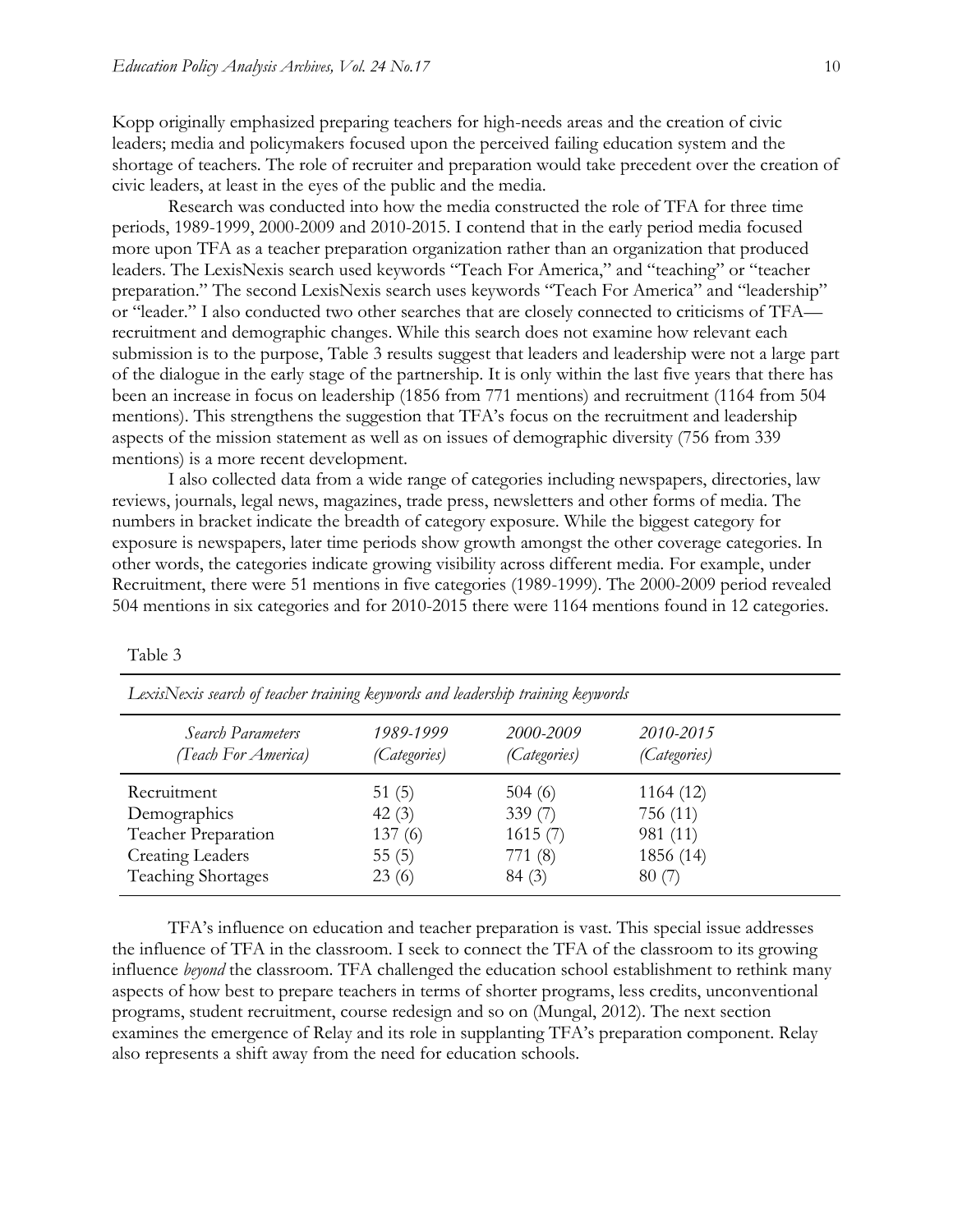Kopp originally emphasized preparing teachers for high-needs areas and the creation of civic leaders; media and policymakers focused upon the perceived failing education system and the shortage of teachers. The role of recruiter and preparation would take precedent over the creation of civic leaders, at least in the eyes of the public and the media.

Research was conducted into how the media constructed the role of TFA for three time periods, 1989-1999, 2000-2009 and 2010-2015. I contend that in the early period media focused more upon TFA as a teacher preparation organization rather than an organization that produced leaders. The LexisNexis search used keywords "Teach For America," and "teaching" or "teacher preparation." The second LexisNexis search uses keywords "Teach For America" and "leadership" or "leader." I also conducted two other searches that are closely connected to criticisms of TFA—recruitment and demographic changes. While this search does not examine how relevant each submission is to the purpose, Table 3 results suggest that leaders and leadership were not a large part of the dialogue in the early stage of the partnership. It is only within the last five years that there has been an increase in focus on leadership (1856 from 771 mentions) and recruitment (1164 from 504 mentions). This strengthens the suggestion that TFA's focus on the recruitment and leadership aspects of the mission statement as well as on issues of demographic diversity (756 from 339 mentions) is a more recent development.

I also collected data from a wide range of categories including newspapers, directories, law reviews, journals, legal news, magazines, trade press, newsletters and other forms of media. The numbers in bracket indicate the breadth of category exposure. While the biggest category for exposure is newspapers, later time periods show growth amongst the other coverage categories. In other words, the categories indicate growing visibility across different media. For example, under Recruitment, there were 51 mentions in five categories (1989-1999). The 2000-2009 period revealed 504 mentions in six categories and for 2010-2015 there were 1164 mentions found in 12 categories.

Table 3

*LexisNexis search of teacher training keywords and leadership training keywords*

| *Search Parameters (Teach For America)* | *1989-1999 (Categories)* | *2000-2009 (Categories)* | *2010-2015 (Categories)* |
|---|---|---|---|
| Recruitment | 51 (5) | 504 (6) | 1164 (12) |
| Demographics | 42 (3) | 339 (7) | 756 (11) |
| Teacher Preparation | 137 (6) | 1615 (7) | 981 (11) |
| Creating Leaders | 55 (5) | 771 (8) | 1856 (14) |
| Teaching Shortages | 23 (6) | 84 (3) | 80 (7) |

TFA's influence on education and teacher preparation is vast. This special issue addresses the influence of TFA in the classroom. I seek to connect the TFA of the classroom to its growing influence *beyond* the classroom. TFA challenged the education school establishment to rethink many aspects of how best to prepare teachers in terms of shorter programs, less credits, unconventional programs, student recruitment, course redesign and so on (Mungal, 2012). The next section examines the emergence of Relay and its role in supplanting TFA's preparation component. Relay also represents a shift away from the need for education schools.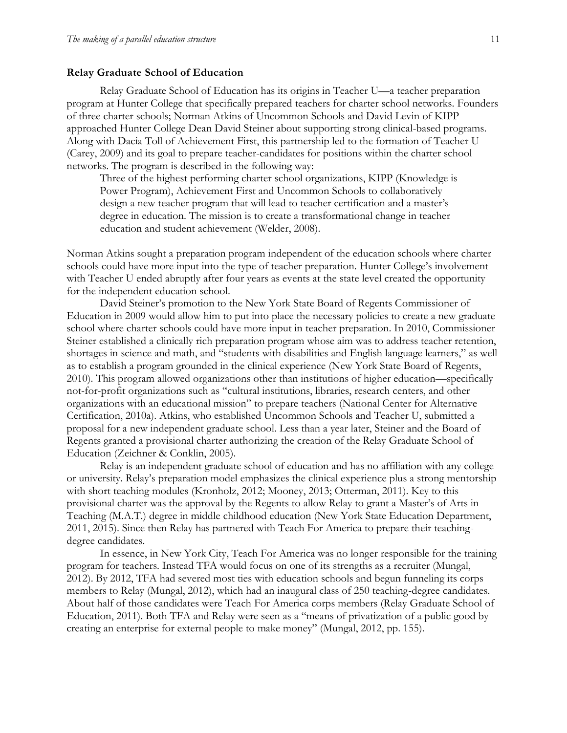### Relay Graduate School of Education

Relay Graduate School of Education has its origins in Teacher U—a teacher preparation program at Hunter College that specifically prepared teachers for charter school networks. Founders of three charter schools; Norman Atkins of Uncommon Schools and David Levin of KIPP approached Hunter College Dean David Steiner about supporting strong clinical-based programs. Along with Dacia Toll of Achievement First, this partnership led to the formation of Teacher U (Carey, 2009) and its goal to prepare teacher-candidates for positions within the charter school networks. The program is described in the following way:

> Three of the highest performing charter school organizations, KIPP (Knowledge is Power Program), Achievement First and Uncommon Schools to collaboratively design a new teacher program that will lead to teacher certification and a master's degree in education. The mission is to create a transformational change in teacher education and student achievement (Welder, 2008).

Norman Atkins sought a preparation program independent of the education schools where charter schools could have more input into the type of teacher preparation. Hunter College's involvement with Teacher U ended abruptly after four years as events at the state level created the opportunity for the independent education school.

David Steiner's promotion to the New York State Board of Regents Commissioner of Education in 2009 would allow him to put into place the necessary policies to create a new graduate school where charter schools could have more input in teacher preparation. In 2010, Commissioner Steiner established a clinically rich preparation program whose aim was to address teacher retention, shortages in science and math, and "students with disabilities and English language learners," as well as to establish a program grounded in the clinical experience (New York State Board of Regents, 2010). This program allowed organizations other than institutions of higher education—specifically not-for-profit organizations such as "cultural institutions, libraries, research centers, and other organizations with an educational mission" to prepare teachers (National Center for Alternative Certification, 2010a). Atkins, who established Uncommon Schools and Teacher U, submitted a proposal for a new independent graduate school. Less than a year later, Steiner and the Board of Regents granted a provisional charter authorizing the creation of the Relay Graduate School of Education (Zeichner & Conklin, 2005).

Relay is an independent graduate school of education and has no affiliation with any college or university. Relay's preparation model emphasizes the clinical experience plus a strong mentorship with short teaching modules (Kronholz, 2012; Mooney, 2013; Otterman, 2011). Key to this provisional charter was the approval by the Regents to allow Relay to grant a Master's of Arts in Teaching (M.A.T.) degree in middle childhood education (New York State Education Department, 2011, 2015). Since then Relay has partnered with Teach For America to prepare their teaching-degree candidates.

In essence, in New York City, Teach For America was no longer responsible for the training program for teachers. Instead TFA would focus on one of its strengths as a recruiter (Mungal, 2012). By 2012, TFA had severed most ties with education schools and begun funneling its corps members to Relay (Mungal, 2012), which had an inaugural class of 250 teaching-degree candidates. About half of those candidates were Teach For America corps members (Relay Graduate School of Education, 2011). Both TFA and Relay were seen as a "means of privatization of a public good by creating an enterprise for external people to make money" (Mungal, 2012, pp. 155).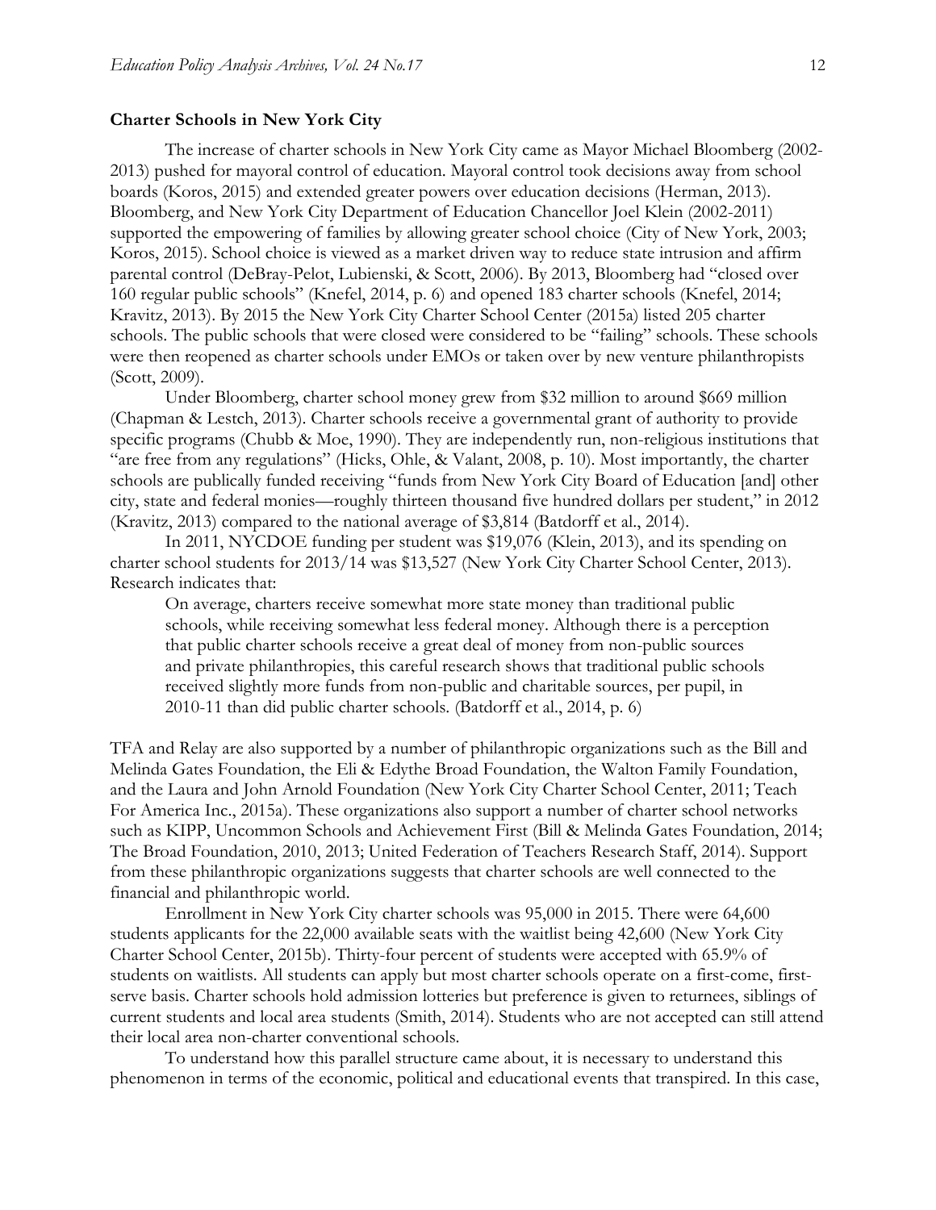**Charter Schools in New York City**

The increase of charter schools in New York City came as Mayor Michael Bloomberg (2002-2013) pushed for mayoral control of education. Mayoral control took decisions away from school boards (Koros, 2015) and extended greater powers over education decisions (Herman, 2013). Bloomberg, and New York City Department of Education Chancellor Joel Klein (2002-2011) supported the empowering of families by allowing greater school choice (City of New York, 2003; Koros, 2015). School choice is viewed as a market driven way to reduce state intrusion and affirm parental control (DeBray-Pelot, Lubienski, & Scott, 2006). By 2013, Bloomberg had "closed over 160 regular public schools" (Knefel, 2014, p. 6) and opened 183 charter schools (Knefel, 2014; Kravitz, 2013). By 2015 the New York City Charter School Center (2015a) listed 205 charter schools. The public schools that were closed were considered to be "failing" schools. These schools were then reopened as charter schools under EMOs or taken over by new venture philanthropists (Scott, 2009).

Under Bloomberg, charter school money grew from $32 million to around $669 million (Chapman & Lestch, 2013). Charter schools receive a governmental grant of authority to provide specific programs (Chubb & Moe, 1990). They are independently run, non-religious institutions that "are free from any regulations" (Hicks, Ohle, & Valant, 2008, p. 10). Most importantly, the charter schools are publically funded receiving "funds from New York City Board of Education [and] other city, state and federal monies—roughly thirteen thousand five hundred dollars per student," in 2012 (Kravitz, 2013) compared to the national average of $3,814 (Batdorff et al., 2014).

In 2011, NYCDOE funding per student was $19,076 (Klein, 2013), and its spending on charter school students for 2013/14 was $13,527 (New York City Charter School Center, 2013). Research indicates that:

> On average, charters receive somewhat more state money than traditional public schools, while receiving somewhat less federal money. Although there is a perception that public charter schools receive a great deal of money from non-public sources and private philanthropies, this careful research shows that traditional public schools received slightly more funds from non-public and charitable sources, per pupil, in 2010-11 than did public charter schools. (Batdorff et al., 2014, p. 6)

TFA and Relay are also supported by a number of philanthropic organizations such as the Bill and Melinda Gates Foundation, the Eli & Edythe Broad Foundation, the Walton Family Foundation, and the Laura and John Arnold Foundation (New York City Charter School Center, 2011; Teach For America Inc., 2015a). These organizations also support a number of charter school networks such as KIPP, Uncommon Schools and Achievement First (Bill & Melinda Gates Foundation, 2014; The Broad Foundation, 2010, 2013; United Federation of Teachers Research Staff, 2014). Support from these philanthropic organizations suggests that charter schools are well connected to the financial and philanthropic world.

Enrollment in New York City charter schools was 95,000 in 2015. There were 64,600 students applicants for the 22,000 available seats with the waitlist being 42,600 (New York City Charter School Center, 2015b). Thirty-four percent of students were accepted with 65.9% of students on waitlists. All students can apply but most charter schools operate on a first-come, first-serve basis. Charter schools hold admission lotteries but preference is given to returnees, siblings of current students and local area students (Smith, 2014). Students who are not accepted can still attend their local area non-charter conventional schools.

To understand how this parallel structure came about, it is necessary to understand this phenomenon in terms of the economic, political and educational events that transpired. In this case,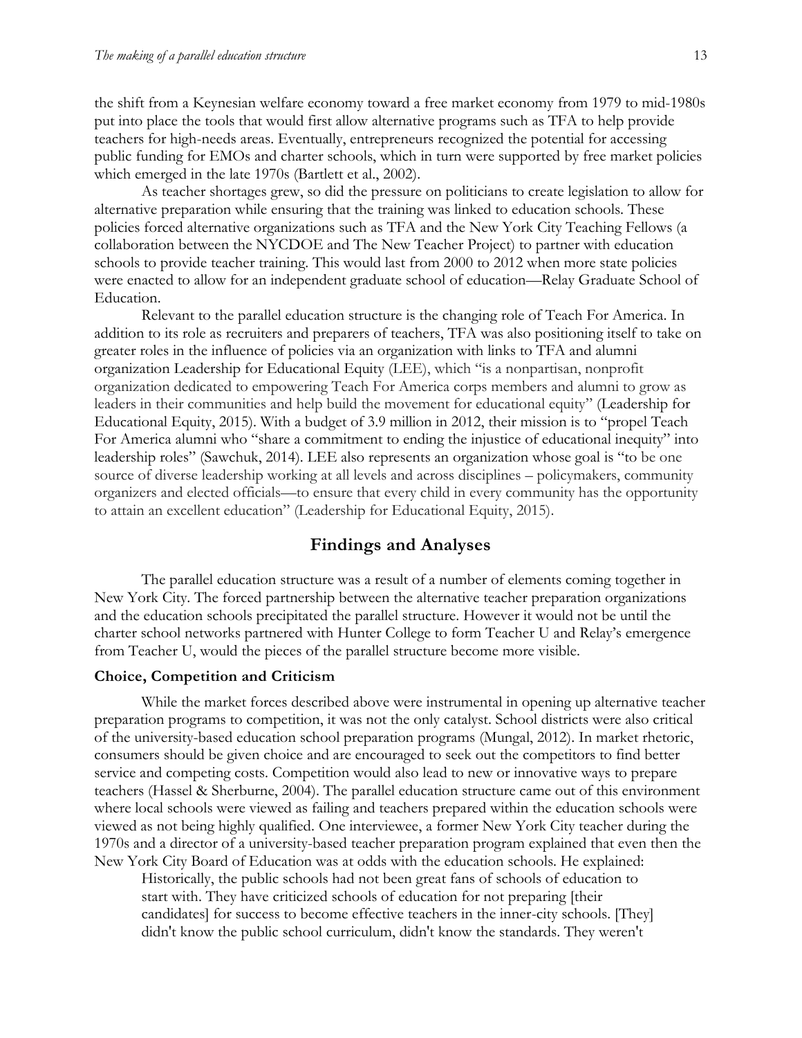the shift from a Keynesian welfare economy toward a free market economy from 1979 to mid-1980s put into place the tools that would first allow alternative programs such as TFA to help provide teachers for high-needs areas. Eventually, entrepreneurs recognized the potential for accessing public funding for EMOs and charter schools, which in turn were supported by free market policies which emerged in the late 1970s (Bartlett et al., 2002).

As teacher shortages grew, so did the pressure on politicians to create legislation to allow for alternative preparation while ensuring that the training was linked to education schools. These policies forced alternative organizations such as TFA and the New York City Teaching Fellows (a collaboration between the NYCDOE and The New Teacher Project) to partner with education schools to provide teacher training. This would last from 2000 to 2012 when more state policies were enacted to allow for an independent graduate school of education—Relay Graduate School of Education.

Relevant to the parallel education structure is the changing role of Teach For America. In addition to its role as recruiters and preparers of teachers, TFA was also positioning itself to take on greater roles in the influence of policies via an organization with links to TFA and alumni organization Leadership for Educational Equity (LEE), which "is a nonpartisan, nonprofit organization dedicated to empowering Teach For America corps members and alumni to grow as leaders in their communities and help build the movement for educational equity" (Leadership for Educational Equity, 2015). With a budget of 3.9 million in 2012, their mission is to "propel Teach For America alumni who "share a commitment to ending the injustice of educational inequity" into leadership roles" (Sawchuk, 2014). LEE also represents an organization whose goal is "to be one source of diverse leadership working at all levels and across disciplines – policymakers, community organizers and elected officials—to ensure that every child in every community has the opportunity to attain an excellent education" (Leadership for Educational Equity, 2015).

## Findings and Analyses

The parallel education structure was a result of a number of elements coming together in New York City. The forced partnership between the alternative teacher preparation organizations and the education schools precipitated the parallel structure. However it would not be until the charter school networks partnered with Hunter College to form Teacher U and Relay's emergence from Teacher U, would the pieces of the parallel structure become more visible.

### Choice, Competition and Criticism

While the market forces described above were instrumental in opening up alternative teacher preparation programs to competition, it was not the only catalyst. School districts were also critical of the university-based education school preparation programs (Mungal, 2012). In market rhetoric, consumers should be given choice and are encouraged to seek out the competitors to find better service and competing costs. Competition would also lead to new or innovative ways to prepare teachers (Hassel & Sherburne, 2004). The parallel education structure came out of this environment where local schools were viewed as failing and teachers prepared within the education schools were viewed as not being highly qualified. One interviewee, a former New York City teacher during the 1970s and a director of a university-based teacher preparation program explained that even then the New York City Board of Education was at odds with the education schools. He explained:

> Historically, the public schools had not been great fans of schools of education to start with. They have criticized schools of education for not preparing [their candidates] for success to become effective teachers in the inner-city schools. [They] didn't know the public school curriculum, didn't know the standards. They weren't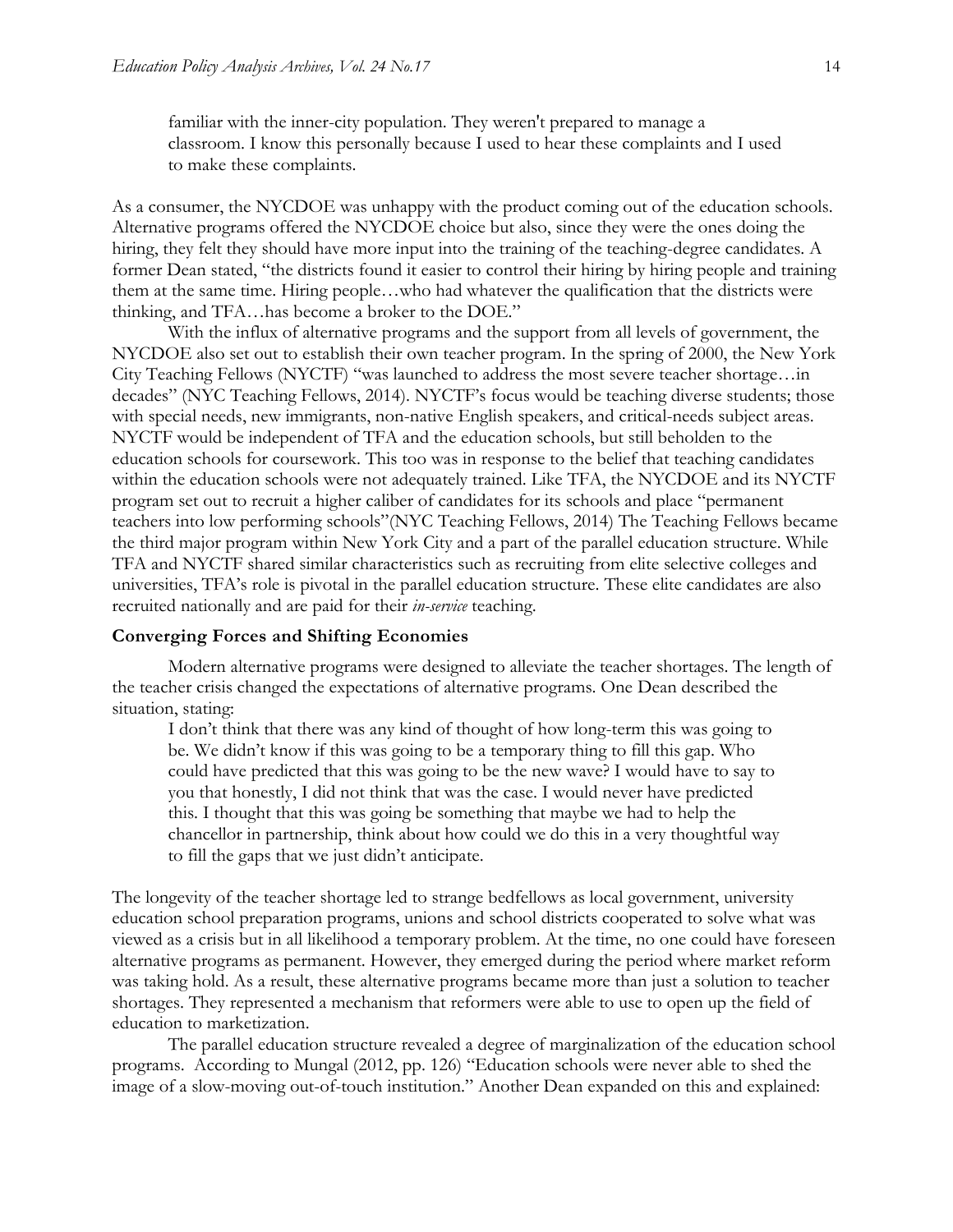familiar with the inner-city population. They weren't prepared to manage a classroom. I know this personally because I used to hear these complaints and I used to make these complaints.

As a consumer, the NYCDOE was unhappy with the product coming out of the education schools. Alternative programs offered the NYCDOE choice but also, since they were the ones doing the hiring, they felt they should have more input into the training of the teaching-degree candidates. A former Dean stated, "the districts found it easier to control their hiring by hiring people and training them at the same time. Hiring people…who had whatever the qualification that the districts were thinking, and TFA…has become a broker to the DOE."

With the influx of alternative programs and the support from all levels of government, the NYCDOE also set out to establish their own teacher program. In the spring of 2000, the New York City Teaching Fellows (NYCTF) "was launched to address the most severe teacher shortage…in decades" (NYC Teaching Fellows, 2014). NYCTF's focus would be teaching diverse students; those with special needs, new immigrants, non-native English speakers, and critical-needs subject areas. NYCTF would be independent of TFA and the education schools, but still beholden to the education schools for coursework. This too was in response to the belief that teaching candidates within the education schools were not adequately trained. Like TFA, the NYCDOE and its NYCTF program set out to recruit a higher caliber of candidates for its schools and place "permanent teachers into low performing schools"(NYC Teaching Fellows, 2014) The Teaching Fellows became the third major program within New York City and a part of the parallel education structure. While TFA and NYCTF shared similar characteristics such as recruiting from elite selective colleges and universities, TFA's role is pivotal in the parallel education structure. These elite candidates are also recruited nationally and are paid for their *in-service* teaching.

**Converging Forces and Shifting Economies**

Modern alternative programs were designed to alleviate the teacher shortages. The length of the teacher crisis changed the expectations of alternative programs. One Dean described the situation, stating:

> I don't think that there was any kind of thought of how long-term this was going to be. We didn't know if this was going to be a temporary thing to fill this gap. Who could have predicted that this was going to be the new wave? I would have to say to you that honestly, I did not think that was the case. I would never have predicted this. I thought that this was going be something that maybe we had to help the chancellor in partnership, think about how could we do this in a very thoughtful way to fill the gaps that we just didn't anticipate.

The longevity of the teacher shortage led to strange bedfellows as local government, university education school preparation programs, unions and school districts cooperated to solve what was viewed as a crisis but in all likelihood a temporary problem. At the time, no one could have foreseen alternative programs as permanent. However, they emerged during the period where market reform was taking hold. As a result, these alternative programs became more than just a solution to teacher shortages. They represented a mechanism that reformers were able to use to open up the field of education to marketization.

The parallel education structure revealed a degree of marginalization of the education school programs. According to Mungal (2012, pp. 126) "Education schools were never able to shed the image of a slow-moving out-of-touch institution." Another Dean expanded on this and explained: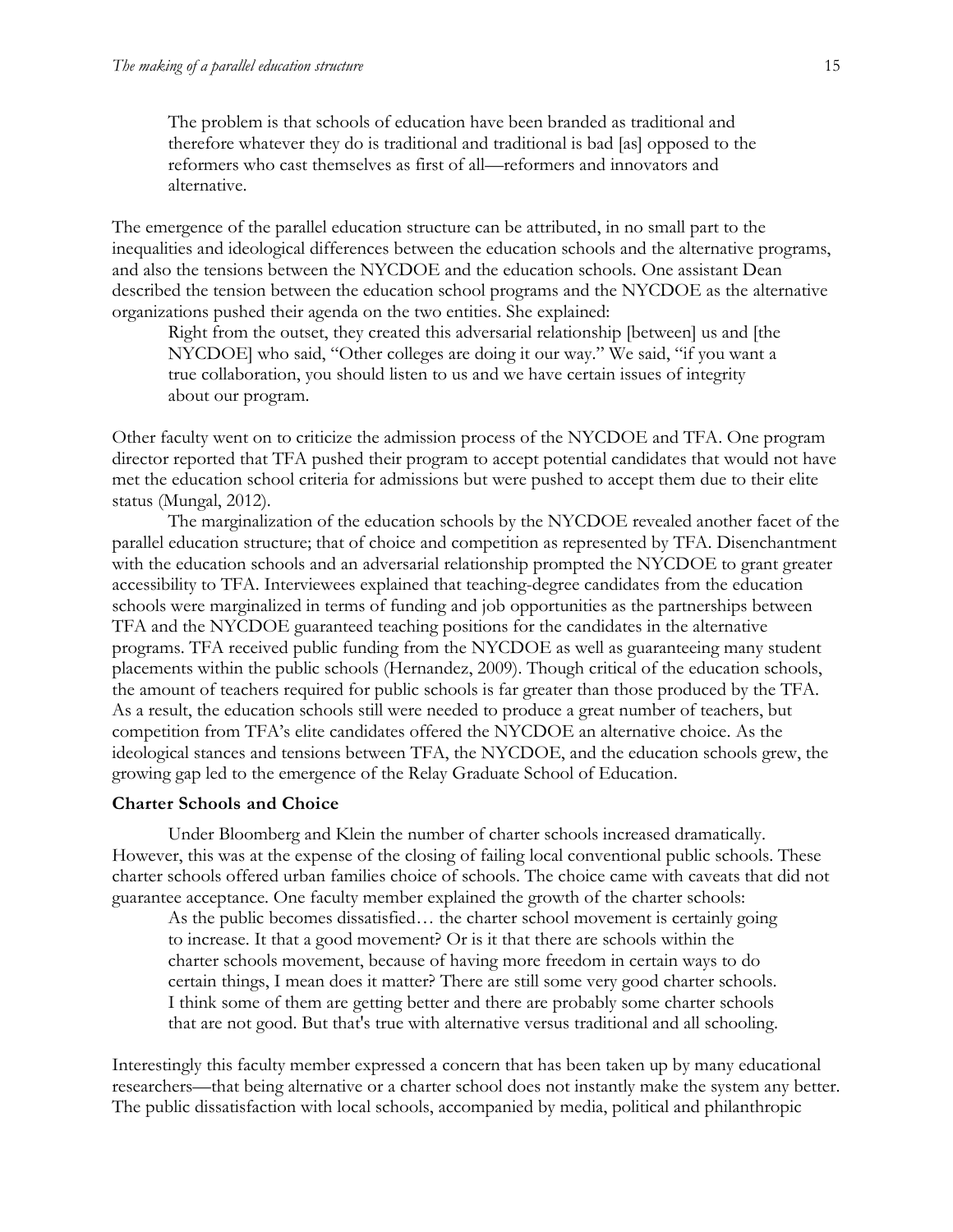> The problem is that schools of education have been branded as traditional and therefore whatever they do is traditional and traditional is bad [as] opposed to the reformers who cast themselves as first of all—reformers and innovators and alternative.

The emergence of the parallel education structure can be attributed, in no small part to the inequalities and ideological differences between the education schools and the alternative programs, and also the tensions between the NYCDOE and the education schools. One assistant Dean described the tension between the education school programs and the NYCDOE as the alternative organizations pushed their agenda on the two entities. She explained:

> Right from the outset, they created this adversarial relationship [between] us and [the NYCDOE] who said, "Other colleges are doing it our way." We said, "if you want a true collaboration, you should listen to us and we have certain issues of integrity about our program.

Other faculty went on to criticize the admission process of the NYCDOE and TFA. One program director reported that TFA pushed their program to accept potential candidates that would not have met the education school criteria for admissions but were pushed to accept them due to their elite status (Mungal, 2012).

The marginalization of the education schools by the NYCDOE revealed another facet of the parallel education structure; that of choice and competition as represented by TFA. Disenchantment with the education schools and an adversarial relationship prompted the NYCDOE to grant greater accessibility to TFA. Interviewees explained that teaching-degree candidates from the education schools were marginalized in terms of funding and job opportunities as the partnerships between TFA and the NYCDOE guaranteed teaching positions for the candidates in the alternative programs. TFA received public funding from the NYCDOE as well as guaranteeing many student placements within the public schools (Hernandez, 2009). Though critical of the education schools, the amount of teachers required for public schools is far greater than those produced by the TFA. As a result, the education schools still were needed to produce a great number of teachers, but competition from TFA's elite candidates offered the NYCDOE an alternative choice. As the ideological stances and tensions between TFA, the NYCDOE, and the education schools grew, the growing gap led to the emergence of the Relay Graduate School of Education.

**Charter Schools and Choice**

Under Bloomberg and Klein the number of charter schools increased dramatically. However, this was at the expense of the closing of failing local conventional public schools. These charter schools offered urban families choice of schools. The choice came with caveats that did not guarantee acceptance. One faculty member explained the growth of the charter schools:

> As the public becomes dissatisfied… the charter school movement is certainly going to increase. It that a good movement? Or is it that there are schools within the charter schools movement, because of having more freedom in certain ways to do certain things, I mean does it matter? There are still some very good charter schools. I think some of them are getting better and there are probably some charter schools that are not good. But that's true with alternative versus traditional and all schooling.

Interestingly this faculty member expressed a concern that has been taken up by many educational researchers—that being alternative or a charter school does not instantly make the system any better. The public dissatisfaction with local schools, accompanied by media, political and philanthropic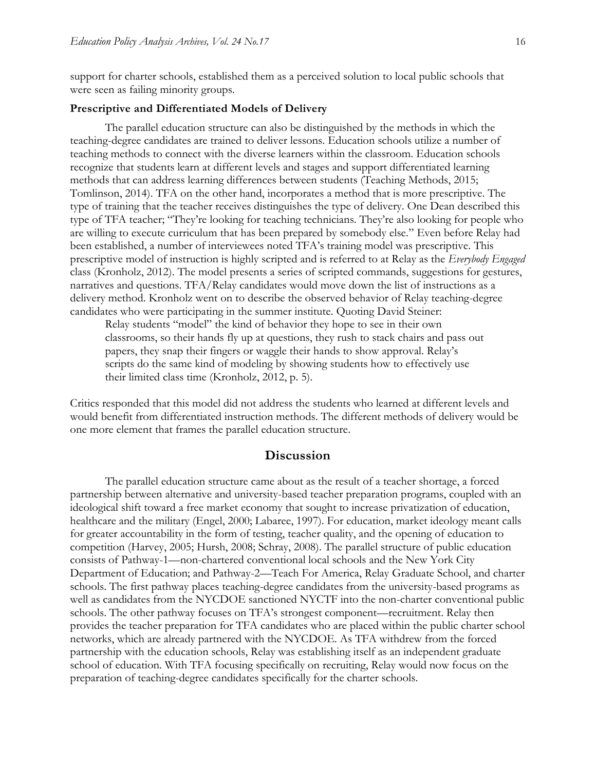support for charter schools, established them as a perceived solution to local public schools that were seen as failing minority groups.

### Prescriptive and Differentiated Models of Delivery

The parallel education structure can also be distinguished by the methods in which the teaching-degree candidates are trained to deliver lessons. Education schools utilize a number of teaching methods to connect with the diverse learners within the classroom. Education schools recognize that students learn at different levels and stages and support differentiated learning methods that can address learning differences between students (Teaching Methods, 2015; Tomlinson, 2014). TFA on the other hand, incorporates a method that is more prescriptive. The type of training that the teacher receives distinguishes the type of delivery. One Dean described this type of TFA teacher; "They're looking for teaching technicians. They're also looking for people who are willing to execute curriculum that has been prepared by somebody else." Even before Relay had been established, a number of interviewees noted TFA's training model was prescriptive. This prescriptive model of instruction is highly scripted and is referred to at Relay as the *Everybody Engaged* class (Kronholz, 2012). The model presents a series of scripted commands, suggestions for gestures, narratives and questions. TFA/Relay candidates would move down the list of instructions as a delivery method. Kronholz went on to describe the observed behavior of Relay teaching-degree candidates who were participating in the summer institute. Quoting David Steiner:

> Relay students "model" the kind of behavior they hope to see in their own classrooms, so their hands fly up at questions, they rush to stack chairs and pass out papers, they snap their fingers or waggle their hands to show approval. Relay's scripts do the same kind of modeling by showing students how to effectively use their limited class time (Kronholz, 2012, p. 5).

Critics responded that this model did not address the students who learned at different levels and would benefit from differentiated instruction methods. The different methods of delivery would be one more element that frames the parallel education structure.

## Discussion

The parallel education structure came about as the result of a teacher shortage, a forced partnership between alternative and university-based teacher preparation programs, coupled with an ideological shift toward a free market economy that sought to increase privatization of education, healthcare and the military (Engel, 2000; Labaree, 1997). For education, market ideology meant calls for greater accountability in the form of testing, teacher quality, and the opening of education to competition (Harvey, 2005; Hursh, 2008; Schray, 2008). The parallel structure of public education consists of Pathway-1—non-chartered conventional local schools and the New York City Department of Education; and Pathway-2—Teach For America, Relay Graduate School, and charter schools. The first pathway places teaching-degree candidates from the university-based programs as well as candidates from the NYCDOE sanctioned NYCTF into the non-charter conventional public schools. The other pathway focuses on TFA's strongest component—recruitment. Relay then provides the teacher preparation for TFA candidates who are placed within the public charter school networks, which are already partnered with the NYCDOE. As TFA withdrew from the forced partnership with the education schools, Relay was establishing itself as an independent graduate school of education. With TFA focusing specifically on recruiting, Relay would now focus on the preparation of teaching-degree candidates specifically for the charter schools.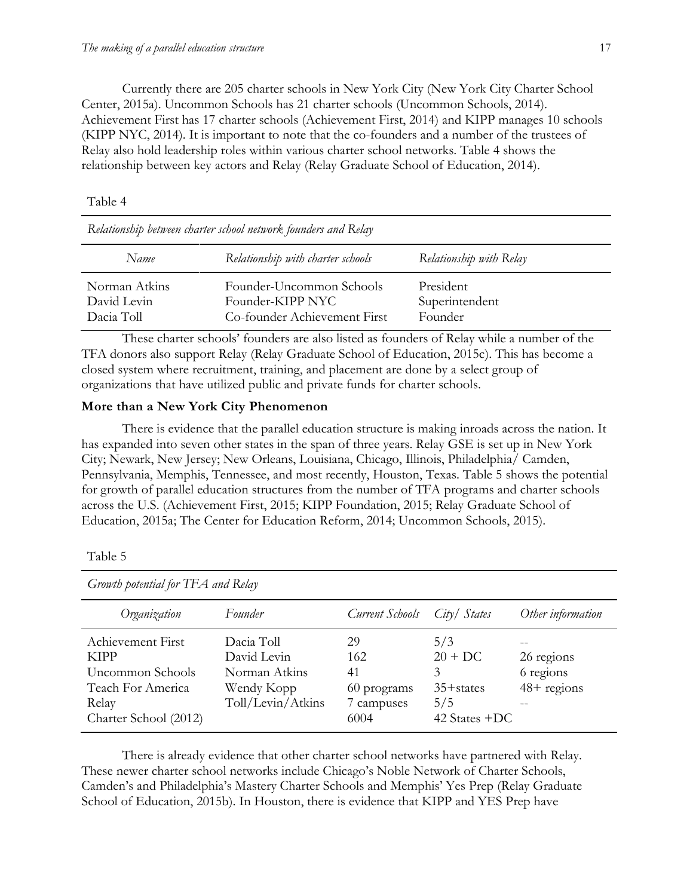Currently there are 205 charter schools in New York City (New York City Charter School Center, 2015a). Uncommon Schools has 21 charter schools (Uncommon Schools, 2014). Achievement First has 17 charter schools (Achievement First, 2014) and KIPP manages 10 schools (KIPP NYC, 2014). It is important to note that the co-founders and a number of the trustees of Relay also hold leadership roles within various charter school networks. Table 4 shows the relationship between key actors and Relay (Relay Graduate School of Education, 2014).

Table 4

*Relationship between charter school network founders and Relay*

| *Name* | *Relationship with charter schools* | *Relationship with Relay* |
|---|---|---|
| Norman Atkins | Founder-Uncommon Schools | President |
| David Levin | Founder-KIPP NYC | Superintendent |
| Dacia Toll | Co-founder Achievement First | Founder |

These charter schools' founders are also listed as founders of Relay while a number of the TFA donors also support Relay (Relay Graduate School of Education, 2015c). This has become a closed system where recruitment, training, and placement are done by a select group of organizations that have utilized public and private funds for charter schools.

**More than a New York City Phenomenon**

There is evidence that the parallel education structure is making inroads across the nation. It has expanded into seven other states in the span of three years. Relay GSE is set up in New York City; Newark, New Jersey; New Orleans, Louisiana, Chicago, Illinois, Philadelphia/ Camden, Pennsylvania, Memphis, Tennessee, and most recently, Houston, Texas. Table 5 shows the potential for growth of parallel education structures from the number of TFA programs and charter schools across the U.S. (Achievement First, 2015; KIPP Foundation, 2015; Relay Graduate School of Education, 2015a; The Center for Education Reform, 2014; Uncommon Schools, 2015).

Table 5

*Growth potential for TFA and Relay*

| *Organization* | *Founder* | *Current Schools* | *City/ States* | *Other information* |
|---|---|---|---|---|
| Achievement First | Dacia Toll | 29 | 5/3 | -- |
| KIPP | David Levin | 162 | 20 + DC | 26 regions |
| Uncommon Schools | Norman Atkins | 41 | 3 | 6 regions |
| Teach For America | Wendy Kopp | 60 programs | 35+states | 48+ regions |
| Relay | Toll/Levin/Atkins | 7 campuses | 5/5 | -- |
| Charter School (2012) | | 6004 | 42 States +DC | |

There is already evidence that other charter school networks have partnered with Relay. These newer charter school networks include Chicago's Noble Network of Charter Schools, Camden's and Philadelphia's Mastery Charter Schools and Memphis' Yes Prep (Relay Graduate School of Education, 2015b). In Houston, there is evidence that KIPP and YES Prep have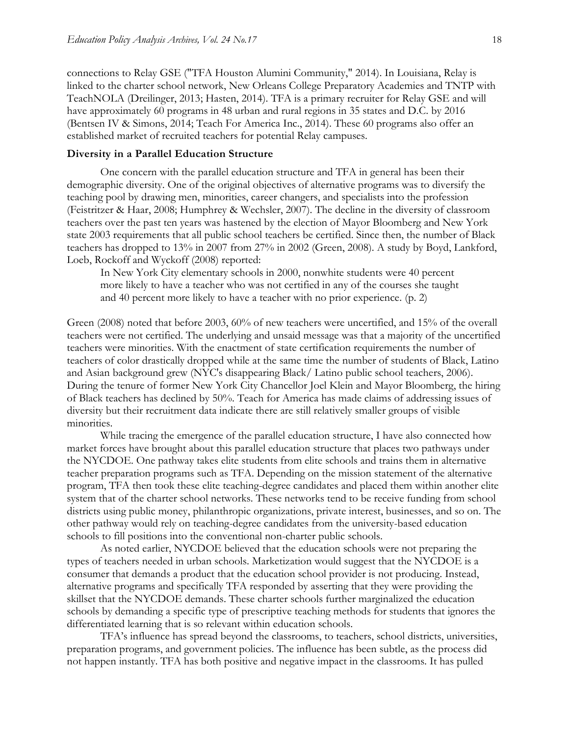connections to Relay GSE ("TFA Houston Alumini Community," 2014). In Louisiana, Relay is linked to the charter school network, New Orleans College Preparatory Academies and TNTP with TeachNOLA (Dreilinger, 2013; Hasten, 2014). TFA is a primary recruiter for Relay GSE and will have approximately 60 programs in 48 urban and rural regions in 35 states and D.C. by 2016 (Bentsen IV & Simons, 2014; Teach For America Inc., 2014). These 60 programs also offer an established market of recruited teachers for potential Relay campuses.

**Diversity in a Parallel Education Structure**

One concern with the parallel education structure and TFA in general has been their demographic diversity. One of the original objectives of alternative programs was to diversify the teaching pool by drawing men, minorities, career changers, and specialists into the profession (Feistritzer & Haar, 2008; Humphrey & Wechsler, 2007). The decline in the diversity of classroom teachers over the past ten years was hastened by the election of Mayor Bloomberg and New York state 2003 requirements that all public school teachers be certified. Since then, the number of Black teachers has dropped to 13% in 2007 from 27% in 2002 (Green, 2008). A study by Boyd, Lankford, Loeb, Rockoff and Wyckoff (2008) reported:

> In New York City elementary schools in 2000, nonwhite students were 40 percent more likely to have a teacher who was not certified in any of the courses she taught and 40 percent more likely to have a teacher with no prior experience. (p. 2)

Green (2008) noted that before 2003, 60% of new teachers were uncertified, and 15% of the overall teachers were not certified. The underlying and unsaid message was that a majority of the uncertified teachers were minorities. With the enactment of state certification requirements the number of teachers of color drastically dropped while at the same time the number of students of Black, Latino and Asian background grew (NYC's disappearing Black/ Latino public school teachers, 2006). During the tenure of former New York City Chancellor Joel Klein and Mayor Bloomberg, the hiring of Black teachers has declined by 50%. Teach for America has made claims of addressing issues of diversity but their recruitment data indicate there are still relatively smaller groups of visible minorities.

While tracing the emergence of the parallel education structure, I have also connected how market forces have brought about this parallel education structure that places two pathways under the NYCDOE. One pathway takes elite students from elite schools and trains them in alternative teacher preparation programs such as TFA. Depending on the mission statement of the alternative program, TFA then took these elite teaching-degree candidates and placed them within another elite system that of the charter school networks. These networks tend to be receive funding from school districts using public money, philanthropic organizations, private interest, businesses, and so on. The other pathway would rely on teaching-degree candidates from the university-based education schools to fill positions into the conventional non-charter public schools.

As noted earlier, NYCDOE believed that the education schools were not preparing the types of teachers needed in urban schools. Marketization would suggest that the NYCDOE is a consumer that demands a product that the education school provider is not producing. Instead, alternative programs and specifically TFA responded by asserting that they were providing the skillset that the NYCDOE demands. These charter schools further marginalized the education schools by demanding a specific type of prescriptive teaching methods for students that ignores the differentiated learning that is so relevant within education schools.

TFA's influence has spread beyond the classrooms, to teachers, school districts, universities, preparation programs, and government policies. The influence has been subtle, as the process did not happen instantly. TFA has both positive and negative impact in the classrooms. It has pulled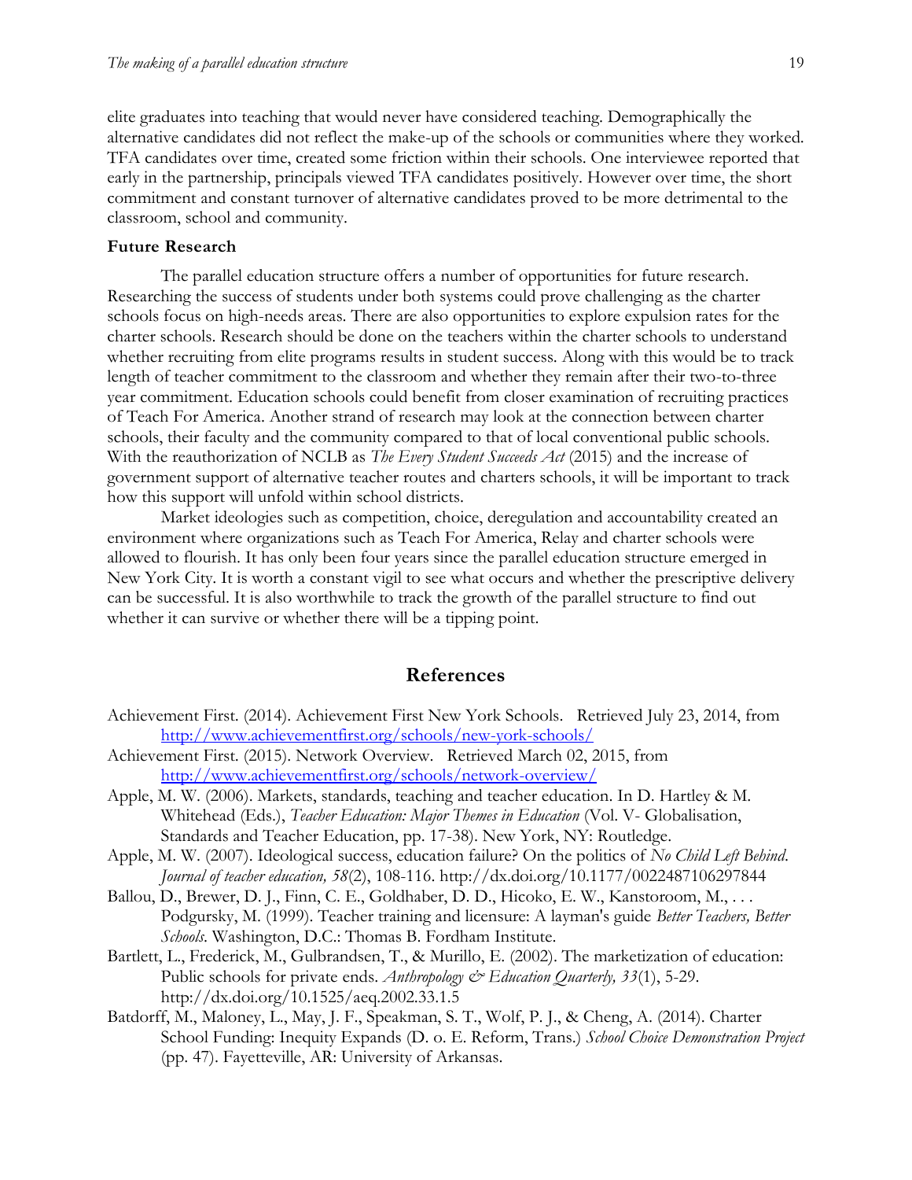elite graduates into teaching that would never have considered teaching. Demographically the alternative candidates did not reflect the make-up of the schools or communities where they worked. TFA candidates over time, created some friction within their schools. One interviewee reported that early in the partnership, principals viewed TFA candidates positively. However over time, the short commitment and constant turnover of alternative candidates proved to be more detrimental to the classroom, school and community.

### Future Research

The parallel education structure offers a number of opportunities for future research. Researching the success of students under both systems could prove challenging as the charter schools focus on high-needs areas. There are also opportunities to explore expulsion rates for the charter schools. Research should be done on the teachers within the charter schools to understand whether recruiting from elite programs results in student success. Along with this would be to track length of teacher commitment to the classroom and whether they remain after their two-to-three year commitment. Education schools could benefit from closer examination of recruiting practices of Teach For America. Another strand of research may look at the connection between charter schools, their faculty and the community compared to that of local conventional public schools. With the reauthorization of NCLB as *The Every Student Succeeds Act* (2015) and the increase of government support of alternative teacher routes and charters schools, it will be important to track how this support will unfold within school districts.

Market ideologies such as competition, choice, deregulation and accountability created an environment where organizations such as Teach For America, Relay and charter schools were allowed to flourish. It has only been four years since the parallel education structure emerged in New York City. It is worth a constant vigil to see what occurs and whether the prescriptive delivery can be successful. It is also worthwhile to track the growth of the parallel structure to find out whether it can survive or whether there will be a tipping point.

## References

Achievement First. (2014). Achievement First New York Schools. Retrieved July 23, 2014, from http://www.achievementfirst.org/schools/new-york-schools/

Achievement First. (2015). Network Overview. Retrieved March 02, 2015, from http://www.achievementfirst.org/schools/network-overview/

Apple, M. W. (2006). Markets, standards, teaching and teacher education. In D. Hartley & M. Whitehead (Eds.), *Teacher Education: Major Themes in Education* (Vol. V- Globalisation, Standards and Teacher Education, pp. 17-38). New York, NY: Routledge.

Apple, M. W. (2007). Ideological success, education failure? On the politics of *No Child Left Behind*. *Journal of teacher education, 58*(2), 108-116. http://dx.doi.org/10.1177/0022487106297844

Ballou, D., Brewer, D. J., Finn, C. E., Goldhaber, D. D., Hicoko, E. W., Kanstoroom, M., . . . Podgursky, M. (1999). Teacher training and licensure: A layman's guide *Better Teachers, Better Schools*. Washington, D.C.: Thomas B. Fordham Institute.

Bartlett, L., Frederick, M., Gulbrandsen, T., & Murillo, E. (2002). The marketization of education: Public schools for private ends. *Anthropology & Education Quarterly, 33*(1), 5-29. http://dx.doi.org/10.1525/aeq.2002.33.1.5

Batdorff, M., Maloney, L., May, J. F., Speakman, S. T., Wolf, P. J., & Cheng, A. (2014). Charter School Funding: Inequity Expands (D. o. E. Reform, Trans.) *School Choice Demonstration Project* (pp. 47). Fayetteville, AR: University of Arkansas.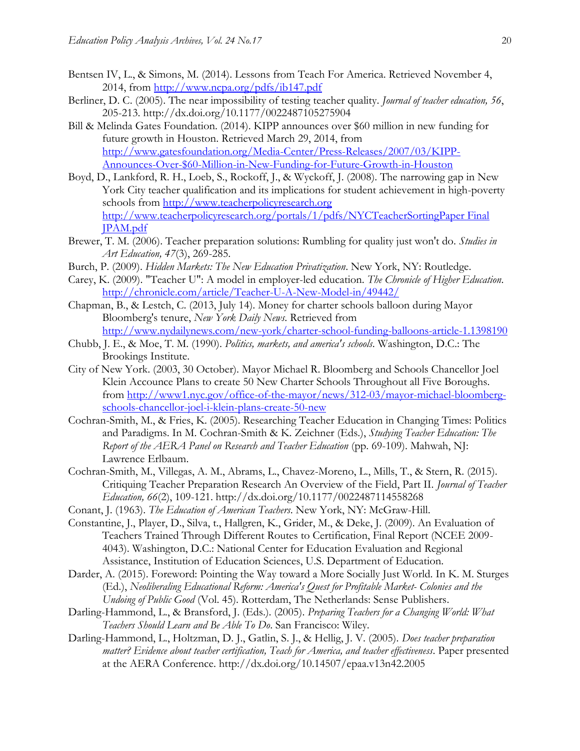Bentsen IV, L., & Simons, M. (2014). Lessons from Teach For America. Retrieved November 4, 2014, from http://www.ncpa.org/pdfs/ib147.pdf

Berliner, D. C. (2005). The near impossibility of testing teacher quality. *Journal of teacher education, 56*, 205-213. http://dx.doi.org/10.1177/0022487105275904

Bill & Melinda Gates Foundation. (2014). KIPP announces over $60 million in new funding for future growth in Houston. Retrieved March 29, 2014, from http://www.gatesfoundation.org/Media-Center/Press-Releases/2007/03/KIPP-Announces-Over-$60-Million-in-New-Funding-for-Future-Growth-in-Houston

Boyd, D., Lankford, R. H., Loeb, S., Rockoff, J., & Wyckoff, J. (2008). The narrowing gap in New York City teacher qualification and its implications for student achievement in high-poverty schools from http://www.teacherpolicyresearch.org http://www.teacherpolicyresearch.org/portals/1/pdfs/NYCTeacherSortingPaper Final JPAM.pdf

Brewer, T. M. (2006). Teacher preparation solutions: Rumbling for quality just won't do. *Studies in Art Education, 47*(3), 269-285.

Burch, P. (2009). *Hidden Markets: The New Education Privatization*. New York, NY: Routledge.

Carey, K. (2009). "Teacher U": A model in employer-led education. *The Chronicle of Higher Education*. http://chronicle.com/article/Teacher-U-A-New-Model-in/49442/

Chapman, B., & Lestch, C. (2013, July 14). Money for charter schools balloon during Mayor Bloomberg's tenure, *New York Daily News*. Retrieved from http://www.nydailynews.com/new-york/charter-school-funding-balloons-article-1.1398190

Chubb, J. E., & Moe, T. M. (1990). *Politics, markets, and america's schools*. Washington, D.C.: The Brookings Institute.

City of New York. (2003, 30 October). Mayor Michael R. Bloomberg and Schools Chancellor Joel Klein Accounce Plans to create 50 New Charter Schools Throughout all Five Boroughs. from http://www1.nyc.gov/office-of-the-mayor/news/312-03/mayor-michael-bloomberg-schools-chancellor-joel-i-klein-plans-create-50-new

Cochran-Smith, M., & Fries, K. (2005). Researching Teacher Education in Changing Times: Politics and Paradigms. In M. Cochran-Smith & K. Zeichner (Eds.), *Studying Teacher Education: The Report of the AERA Panel on Research and Teacher Education* (pp. 69-109). Mahwah, NJ: Lawrence Erlbaum.

Cochran-Smith, M., Villegas, A. M., Abrams, L., Chavez-Moreno, L., Mills, T., & Stern, R. (2015). Critiquing Teacher Preparation Research An Overview of the Field, Part II. *Journal of Teacher Education, 66*(2), 109-121. http://dx.doi.org/10.1177/0022487114558268

Conant, J. (1963). *The Education of American Teachers*. New York, NY: McGraw-Hill.

Constantine, J., Player, D., Silva, t., Hallgren, K., Grider, M., & Deke, J. (2009). An Evaluation of Teachers Trained Through Different Routes to Certification, Final Report (NCEE 2009-4043). Washington, D.C.: National Center for Education Evaluation and Regional Assistance, Institution of Education Sciences, U.S. Department of Education.

Darder, A. (2015). Foreword: Pointing the Way toward a More Socially Just World. In K. M. Sturges (Ed.), *Neoliberaling Educational Reform: America's Quest for Profitable Market- Colonies and the Undoing of Public Good* (Vol. 45). Rotterdam, The Netherlands: Sense Publishers.

Darling-Hammond, L., & Bransford, J. (Eds.). (2005). *Preparing Teachers for a Changing World: What Teachers Should Learn and Be Able To Do*. San Francisco: Wiley.

Darling-Hammond, L., Holtzman, D. J., Gatlin, S. J., & Hellig, J. V. (2005). *Does teacher preparation matter? Evidence about teacher certification, Teach for America, and teacher effectiveness*. Paper presented at the AERA Conference. http://dx.doi.org/10.14507/epaa.v13n42.2005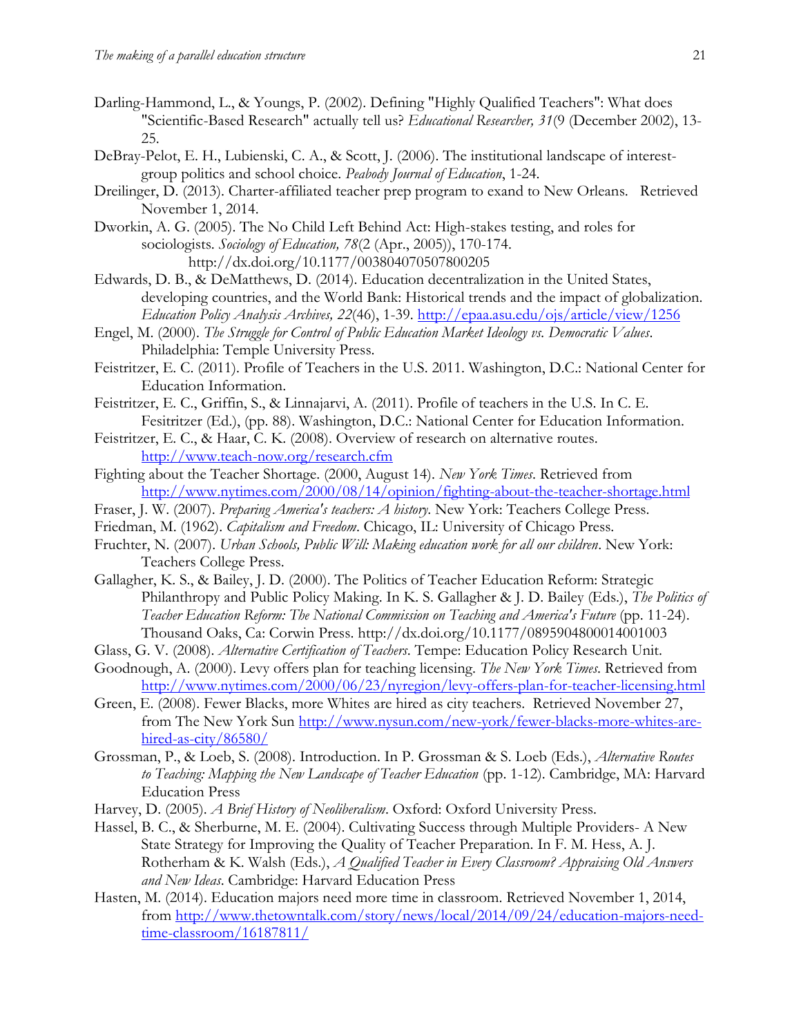Darling-Hammond, L., & Youngs, P. (2002). Defining "Highly Qualified Teachers": What does "Scientific-Based Research" actually tell us? *Educational Researcher, 31*(9 (December 2002), 13-25.

DeBray-Pelot, E. H., Lubienski, C. A., & Scott, J. (2006). The institutional landscape of interest-group politics and school choice. *Peabody Journal of Education*, 1-24.

Dreilinger, D. (2013). Charter-affiliated teacher prep program to exand to New Orleans. Retrieved November 1, 2014.

Dworkin, A. G. (2005). The No Child Left Behind Act: High-stakes testing, and roles for sociologists. *Sociology of Education, 78*(2 (Apr., 2005)), 170-174. http://dx.doi.org/10.1177/003804070507800205

Edwards, D. B., & DeMatthews, D. (2014). Education decentralization in the United States, developing countries, and the World Bank: Historical trends and the impact of globalization. *Education Policy Analysis Archives, 22*(46), 1-39. http://epaa.asu.edu/ojs/article/view/1256

Engel, M. (2000). *The Struggle for Control of Public Education Market Ideology vs. Democratic Values*. Philadelphia: Temple University Press.

Feistritzer, E. C. (2011). Profile of Teachers in the U.S. 2011. Washington, D.C.: National Center for Education Information.

Feistritzer, E. C., Griffin, S., & Linnajarvi, A. (2011). Profile of teachers in the U.S. In C. E. Fesitritzer (Ed.), (pp. 88). Washington, D.C.: National Center for Education Information.

Feistritzer, E. C., & Haar, C. K. (2008). Overview of research on alternative routes. http://www.teach-now.org/research.cfm

Fighting about the Teacher Shortage. (2000, August 14). *New York Times*. Retrieved from http://www.nytimes.com/2000/08/14/opinion/fighting-about-the-teacher-shortage.html

Fraser, J. W. (2007). *Preparing America's teachers: A history*. New York: Teachers College Press.

Friedman, M. (1962). *Capitalism and Freedom*. Chicago, IL: University of Chicago Press.

Fruchter, N. (2007). *Urban Schools, Public Will: Making education work for all our children*. New York: Teachers College Press.

Gallagher, K. S., & Bailey, J. D. (2000). The Politics of Teacher Education Reform: Strategic Philanthropy and Public Policy Making. In K. S. Gallagher & J. D. Bailey (Eds.), *The Politics of Teacher Education Reform: The National Commission on Teaching and America's Future* (pp. 11-24). Thousand Oaks, Ca: Corwin Press. http://dx.doi.org/10.1177/0895904800014001003

Glass, G. V. (2008). *Alternative Certification of Teachers*. Tempe: Education Policy Research Unit.

Goodnough, A. (2000). Levy offers plan for teaching licensing. *The New York Times*. Retrieved from http://www.nytimes.com/2000/06/23/nyregion/levy-offers-plan-for-teacher-licensing.html

Green, E. (2008). Fewer Blacks, more Whites are hired as city teachers. Retrieved November 27, from The New York Sun http://www.nysun.com/new-york/fewer-blacks-more-whites-are-hired-as-city/86580/

Grossman, P., & Loeb, S. (2008). Introduction. In P. Grossman & S. Loeb (Eds.), *Alternative Routes to Teaching: Mapping the New Landscape of Teacher Education* (pp. 1-12). Cambridge, MA: Harvard Education Press

Harvey, D. (2005). *A Brief History of Neoliberalism*. Oxford: Oxford University Press.

Hassel, B. C., & Sherburne, M. E. (2004). Cultivating Success through Multiple Providers- A New State Strategy for Improving the Quality of Teacher Preparation. In F. M. Hess, A. J. Rotherham & K. Walsh (Eds.), *A Qualified Teacher in Every Classroom? Appraising Old Answers and New Ideas*. Cambridge: Harvard Education Press

Hasten, M. (2014). Education majors need more time in classroom. Retrieved November 1, 2014, from http://www.thetowntalk.com/story/news/local/2014/09/24/education-majors-need-time-classroom/16187811/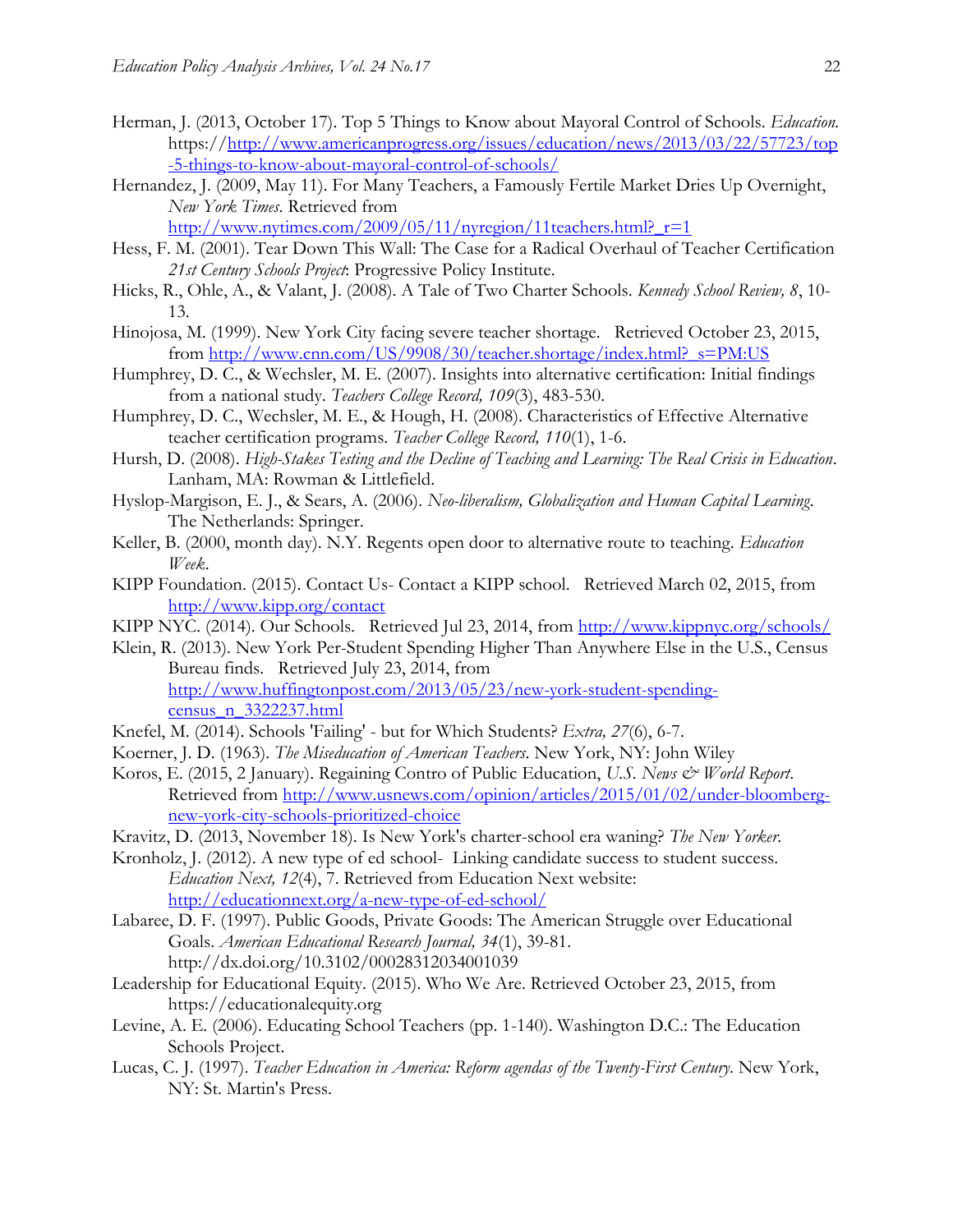Herman, J. (2013, October 17). Top 5 Things to Know about Mayoral Control of Schools. *Education*. https://http://www.americanprogress.org/issues/education/news/2013/03/22/57723/top-5-things-to-know-about-mayoral-control-of-schools/

Hernandez, J. (2009, May 11). For Many Teachers, a Famously Fertile Market Dries Up Overnight, *New York Times*. Retrieved from http://www.nytimes.com/2009/05/11/nyregion/11teachers.html?_r=1

Hess, F. M. (2001). Tear Down This Wall: The Case for a Radical Overhaul of Teacher Certification *21st Century Schools Project*: Progressive Policy Institute.

Hicks, R., Ohle, A., & Valant, J. (2008). A Tale of Two Charter Schools. *Kennedy School Review, 8*, 10-13.

Hinojosa, M. (1999). New York City facing severe teacher shortage. Retrieved October 23, 2015, from http://www.cnn.com/US/9908/30/teacher.shortage/index.html?_s=PM:US

Humphrey, D. C., & Wechsler, M. E. (2007). Insights into alternative certification: Initial findings from a national study. *Teachers College Record, 109*(3), 483-530.

Humphrey, D. C., Wechsler, M. E., & Hough, H. (2008). Characteristics of Effective Alternative teacher certification programs. *Teacher College Record, 110*(1), 1-6.

Hursh, D. (2008). *High-Stakes Testing and the Decline of Teaching and Learning: The Real Crisis in Education*. Lanham, MA: Rowman & Littlefield.

Hyslop-Margison, E. J., & Sears, A. (2006). *Neo-liberalism, Globalization and Human Capital Learning*. The Netherlands: Springer.

Keller, B. (2000, month day). N.Y. Regents open door to alternative route to teaching. *Education Week*.

KIPP Foundation. (2015). Contact Us- Contact a KIPP school. Retrieved March 02, 2015, from http://www.kipp.org/contact

KIPP NYC. (2014). Our Schools. Retrieved Jul 23, 2014, from http://www.kippnyc.org/schools/

Klein, R. (2013). New York Per-Student Spending Higher Than Anywhere Else in the U.S., Census Bureau finds. Retrieved July 23, 2014, from http://www.huffingtonpost.com/2013/05/23/new-york-student-spending-census_n_3322237.html

Knefel, M. (2014). Schools 'Failing' - but for Which Students? *Extra, 27*(6), 6-7.

Koerner, J. D. (1963). *The Miseducation of American Teachers*. New York, NY: John Wiley

Koros, E. (2015, 2 January). Regaining Contro of Public Education, *U.S. News & World Report*. Retrieved from http://www.usnews.com/opinion/articles/2015/01/02/under-bloomberg-new-york-city-schools-prioritized-choice

Kravitz, D. (2013, November 18). Is New York's charter-school era waning? *The New Yorker*.

Kronholz, J. (2012). A new type of ed school- Linking candidate success to student success. *Education Next, 12*(4), 7. Retrieved from Education Next website: http://educationnext.org/a-new-type-of-ed-school/

Labaree, D. F. (1997). Public Goods, Private Goods: The American Struggle over Educational Goals. *American Educational Research Journal, 34*(1), 39-81. http://dx.doi.org/10.3102/00028312034001039

Leadership for Educational Equity. (2015). Who We Are. Retrieved October 23, 2015, from https://educationalequity.org

Levine, A. E. (2006). Educating School Teachers (pp. 1-140). Washington D.C.: The Education Schools Project.

Lucas, C. J. (1997). *Teacher Education in America: Reform agendas of the Twenty-First Century*. New York, NY: St. Martin's Press.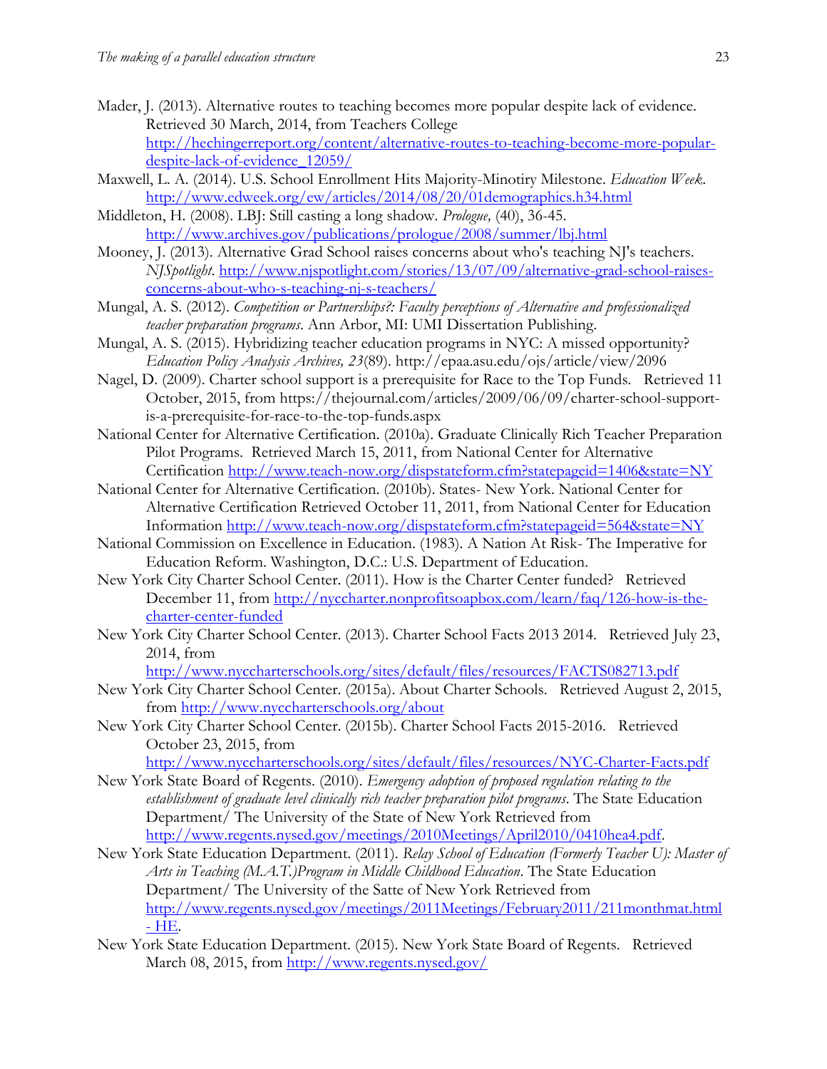Mader, J. (2013). Alternative routes to teaching becomes more popular despite lack of evidence. Retrieved 30 March, 2014, from Teachers College http://hechingerreport.org/content/alternative-routes-to-teaching-become-more-popular-despite-lack-of-evidence_12059/

Maxwell, L. A. (2014). U.S. School Enrollment Hits Majority-Minotiry Milestone. *Education Week*. http://www.edweek.org/ew/articles/2014/08/20/01demographics.h34.html

Middleton, H. (2008). LBJ: Still casting a long shadow. *Prologue,* (40), 36-45. http://www.archives.gov/publications/prologue/2008/summer/lbj.html

Mooney, J. (2013). Alternative Grad School raises concerns about who's teaching NJ's teachers. *NJSpotlight*. http://www.njspotlight.com/stories/13/07/09/alternative-grad-school-raises-concerns-about-who-s-teaching-nj-s-teachers/

Mungal, A. S. (2012). *Competition or Partnerships?: Faculty perceptions of Alternative and professionalized teacher preparation programs*. Ann Arbor, MI: UMI Dissertation Publishing.

Mungal, A. S. (2015). Hybridizing teacher education programs in NYC: A missed opportunity? *Education Policy Analysis Archives, 23*(89). http://epaa.asu.edu/ojs/article/view/2096

Nagel, D. (2009). Charter school support is a prerequisite for Race to the Top Funds. Retrieved 11 October, 2015, from https://thejournal.com/articles/2009/06/09/charter-school-support-is-a-prerequisite-for-race-to-the-top-funds.aspx

National Center for Alternative Certification. (2010a). Graduate Clinically Rich Teacher Preparation Pilot Programs. Retrieved March 15, 2011, from National Center for Alternative Certification http://www.teach-now.org/dispstateform.cfm?statepageid=1406&state=NY

National Center for Alternative Certification. (2010b). States- New York. National Center for Alternative Certification Retrieved October 11, 2011, from National Center for Education Information http://www.teach-now.org/dispstateform.cfm?statepageid=564&state=NY

National Commission on Excellence in Education. (1983). A Nation At Risk- The Imperative for Education Reform. Washington, D.C.: U.S. Department of Education.

New York City Charter School Center. (2011). How is the Charter Center funded? Retrieved December 11, from http://nyccharter.nonprofitsoapbox.com/learn/faq/126-how-is-the-charter-center-funded

New York City Charter School Center. (2013). Charter School Facts 2013 2014. Retrieved July 23, 2014, from http://www.nyccharterschools.org/sites/default/files/resources/FACTS082713.pdf

New York City Charter School Center. (2015a). About Charter Schools. Retrieved August 2, 2015, from http://www.nyccharterschools.org/about

New York City Charter School Center. (2015b). Charter School Facts 2015-2016. Retrieved October 23, 2015, from http://www.nyccharterschools.org/sites/default/files/resources/NYC-Charter-Facts.pdf

New York State Board of Regents. (2010). *Emergency adoption of proposed regulation relating to the establishment of graduate level clinically rich teacher preparation pilot programs*. The State Education Department/ The University of the State of New York Retrieved from http://www.regents.nysed.gov/meetings/2010Meetings/April2010/0410hea4.pdf.

New York State Education Department. (2011). *Relay School of Education (Formerly Teacher U): Master of Arts in Teaching (M.A.T.)Program in Middle Childhood Education*. The State Education Department/ The University of the Satte of New York Retrieved from http://www.regents.nysed.gov/meetings/2011Meetings/February2011/211monthmat.html - HE.

New York State Education Department. (2015). New York State Board of Regents. Retrieved March 08, 2015, from http://www.regents.nysed.gov/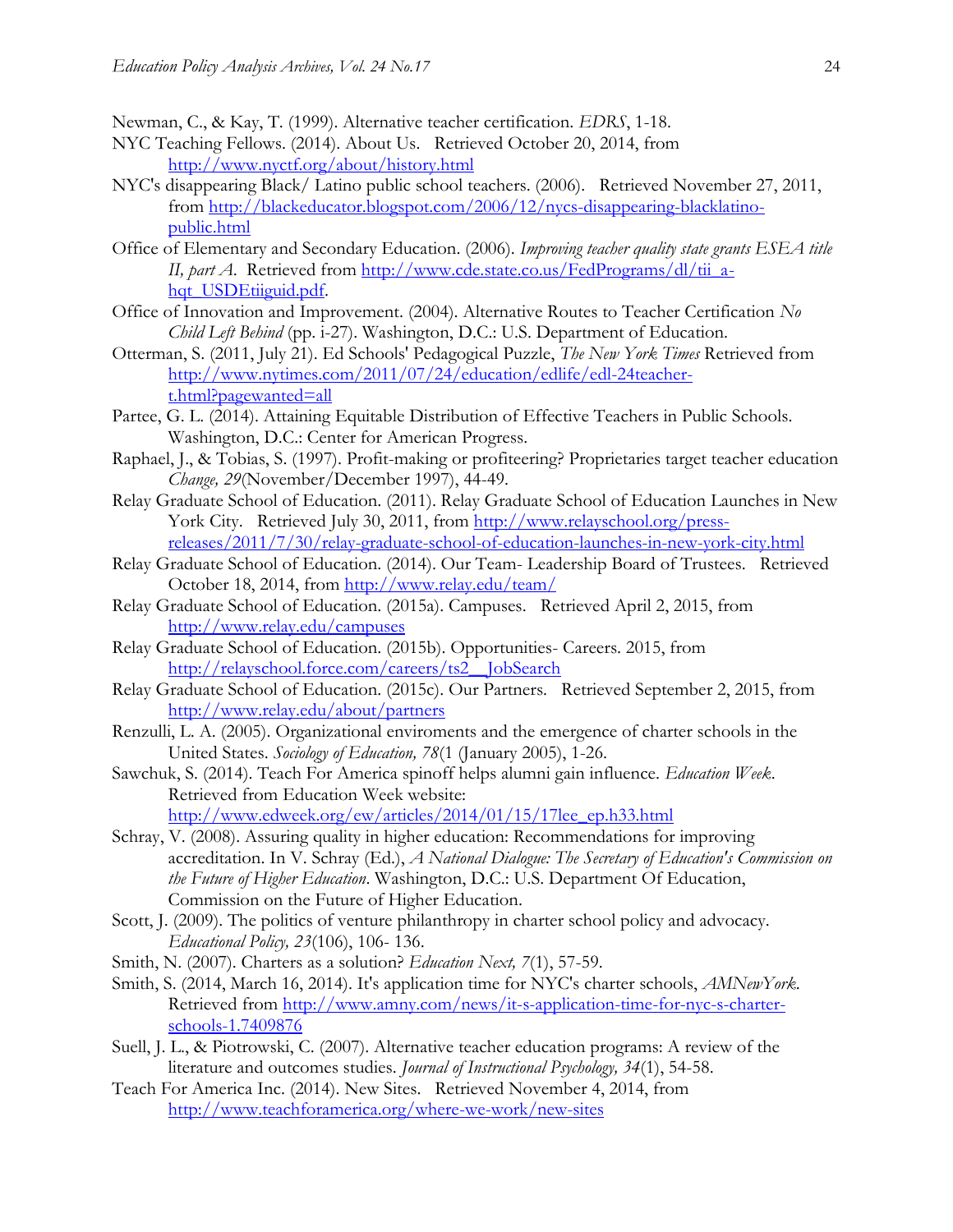Newman, C., & Kay, T. (1999). Alternative teacher certification. *EDRS*, 1-18.

NYC Teaching Fellows. (2014). About Us. Retrieved October 20, 2014, from http://www.nyctf.org/about/history.html

NYC's disappearing Black/ Latino public school teachers. (2006). Retrieved November 27, 2011, from http://blackeducator.blogspot.com/2006/12/nycs-disappearing-blacklatino-public.html

Office of Elementary and Secondary Education. (2006). *Improving teacher quality state grants ESEA title II, part A*. Retrieved from http://www.cde.state.co.us/FedPrograms/dl/tii_a-hqt_USDEtiiguid.pdf.

Office of Innovation and Improvement. (2004). Alternative Routes to Teacher Certification *No Child Left Behind* (pp. i-27). Washington, D.C.: U.S. Department of Education.

Otterman, S. (2011, July 21). Ed Schools' Pedagogical Puzzle, *The New York Times* Retrieved from http://www.nytimes.com/2011/07/24/education/edlife/edl-24teacher-t.html?pagewanted=all

Partee, G. L. (2014). Attaining Equitable Distribution of Effective Teachers in Public Schools. Washington, D.C.: Center for American Progress.

Raphael, J., & Tobias, S. (1997). Profit-making or profiteering? Proprietaries target teacher education *Change, 29*(November/December 1997), 44-49.

Relay Graduate School of Education. (2011). Relay Graduate School of Education Launches in New York City. Retrieved July 30, 2011, from http://www.relayschool.org/press-releases/2011/7/30/relay-graduate-school-of-education-launches-in-new-york-city.html

Relay Graduate School of Education. (2014). Our Team- Leadership Board of Trustees. Retrieved October 18, 2014, from http://www.relay.edu/team/

Relay Graduate School of Education. (2015a). Campuses. Retrieved April 2, 2015, from http://www.relay.edu/campuses

Relay Graduate School of Education. (2015b). Opportunities- Careers. 2015, from http://relayschool.force.com/careers/ts2__JobSearch

Relay Graduate School of Education. (2015c). Our Partners. Retrieved September 2, 2015, from http://www.relay.edu/about/partners

Renzulli, L. A. (2005). Organizational enviroments and the emergence of charter schools in the United States. *Sociology of Education, 78*(1 (January 2005), 1-26.

Sawchuk, S. (2014). Teach For America spinoff helps alumni gain influence. *Education Week*. Retrieved from Education Week website: http://www.edweek.org/ew/articles/2014/01/15/17lee_ep.h33.html

Schray, V. (2008). Assuring quality in higher education: Recommendations for improving accreditation. In V. Schray (Ed.), *A National Dialogue: The Secretary of Education's Commission on the Future of Higher Education*. Washington, D.C.: U.S. Department Of Education, Commission on the Future of Higher Education.

Scott, J. (2009). The politics of venture philanthropy in charter school policy and advocacy. *Educational Policy, 23*(106), 106- 136.

Smith, N. (2007). Charters as a solution? *Education Next, 7*(1), 57-59.

Smith, S. (2014, March 16, 2014). It's application time for NYC's charter schools, *AMNewYork*. Retrieved from http://www.amny.com/news/it-s-application-time-for-nyc-s-charter-schools-1.7409876

Suell, J. L., & Piotrowski, C. (2007). Alternative teacher education programs: A review of the literature and outcomes studies. *Journal of Instructional Psychology, 34*(1), 54-58.

Teach For America Inc. (2014). New Sites. Retrieved November 4, 2014, from http://www.teachforamerica.org/where-we-work/new-sites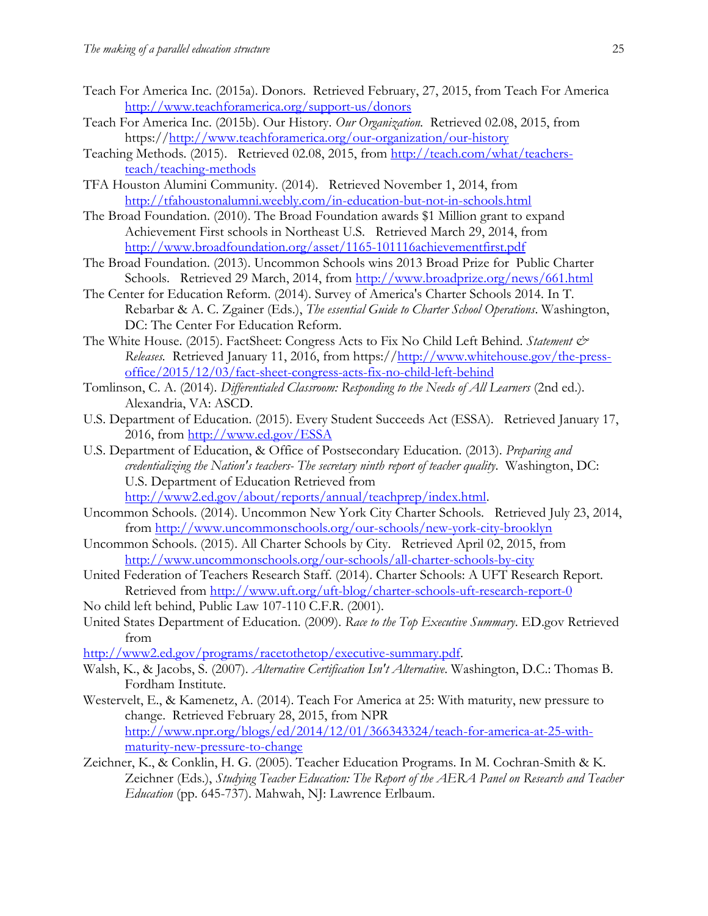Teach For America Inc. (2015a). Donors. Retrieved February, 27, 2015, from Teach For America http://www.teachforamerica.org/support-us/donors

Teach For America Inc. (2015b). Our History. *Our Organization*. Retrieved 02.08, 2015, from https://http://www.teachforamerica.org/our-organization/our-history

Teaching Methods. (2015). Retrieved 02.08, 2015, from http://teach.com/what/teachers-teach/teaching-methods

TFA Houston Alumini Community. (2014). Retrieved November 1, 2014, from http://tfahoustonalumni.weebly.com/in-education-but-not-in-schools.html

The Broad Foundation. (2010). The Broad Foundation awards $1 Million grant to expand Achievement First schools in Northeast U.S. Retrieved March 29, 2014, from http://www.broadfoundation.org/asset/1165-101116achievementfirst.pdf

The Broad Foundation. (2013). Uncommon Schools wins 2013 Broad Prize for Public Charter Schools. Retrieved 29 March, 2014, from http://www.broadprize.org/news/661.html

The Center for Education Reform. (2014). Survey of America's Charter Schools 2014. In T. Rebarbar & A. C. Zgainer (Eds.), *The essential Guide to Charter School Operations*. Washington, DC: The Center For Education Reform.

The White House. (2015). FactSheet: Congress Acts to Fix No Child Left Behind. *Statement & Releases.* Retrieved January 11, 2016, from https://http://www.whitehouse.gov/the-press-office/2015/12/03/fact-sheet-congress-acts-fix-no-child-left-behind

Tomlinson, C. A. (2014). *Differentialed Classroom: Responding to the Needs of All Learners* (2nd ed.). Alexandria, VA: ASCD.

U.S. Department of Education. (2015). Every Student Succeeds Act (ESSA). Retrieved January 17, 2016, from http://www.ed.gov/ESSA

U.S. Department of Education, & Office of Postsecondary Education. (2013). *Preparing and credentializing the Nation's teachers- The secretary ninth report of teacher quality*. Washington, DC: U.S. Department of Education Retrieved from http://www2.ed.gov/about/reports/annual/teachprep/index.html.

Uncommon Schools. (2014). Uncommon New York City Charter Schools. Retrieved July 23, 2014, from http://www.uncommonschools.org/our-schools/new-york-city-brooklyn

Uncommon Schools. (2015). All Charter Schools by City. Retrieved April 02, 2015, from http://www.uncommonschools.org/our-schools/all-charter-schools-by-city

United Federation of Teachers Research Staff. (2014). Charter Schools: A UFT Research Report. Retrieved from http://www.uft.org/uft-blog/charter-schools-uft-research-report-0

No child left behind, Public Law 107-110 C.F.R. (2001).

United States Department of Education. (2009). *Race to the Top Executive Summary*. ED.gov Retrieved from http://www2.ed.gov/programs/racetothetop/executive-summary.pdf.

Walsh, K., & Jacobs, S. (2007). *Alternative Certification Isn't Alternative*. Washington, D.C.: Thomas B. Fordham Institute.

Westervelt, E., & Kamenetz, A. (2014). Teach For America at 25: With maturity, new pressure to change. Retrieved February 28, 2015, from NPR http://www.npr.org/blogs/ed/2014/12/01/366343324/teach-for-america-at-25-with-maturity-new-pressure-to-change

Zeichner, K., & Conklin, H. G. (2005). Teacher Education Programs. In M. Cochran-Smith & K. Zeichner (Eds.), *Studying Teacher Education: The Report of the AERA Panel on Research and Teacher Education* (pp. 645-737). Mahwah, NJ: Lawrence Erlbaum.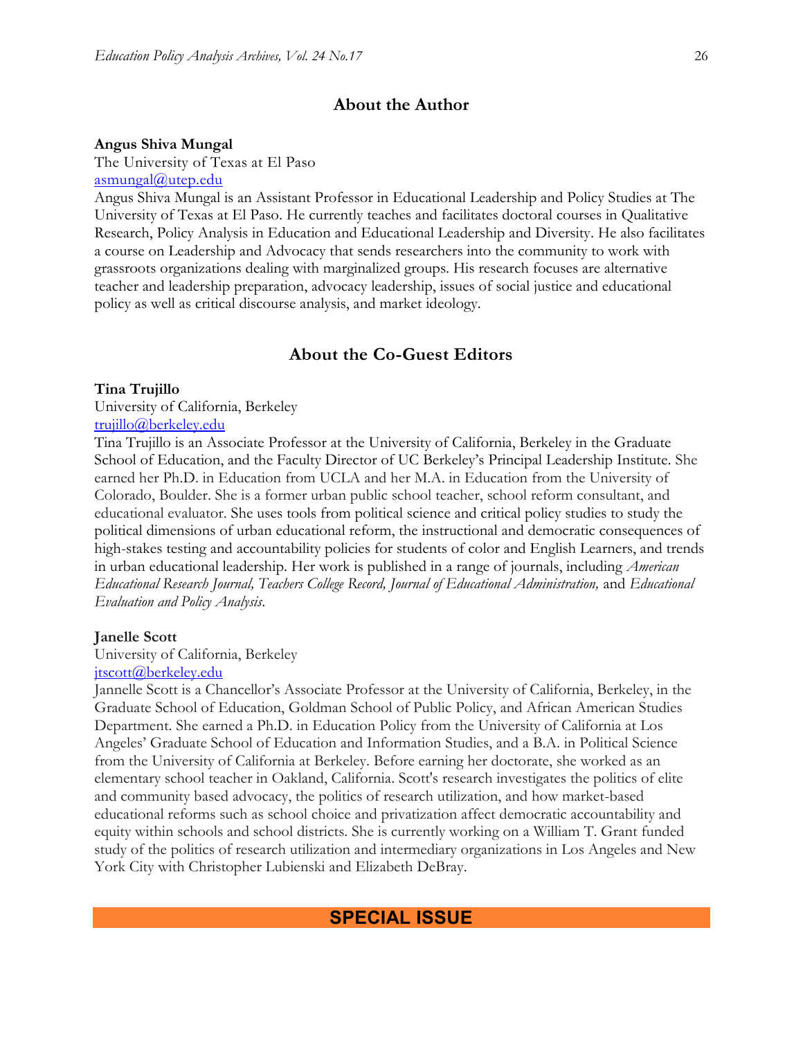## About the Author

**Angus Shiva Mungal**
The University of Texas at El Paso
asmungal@utep.edu
Angus Shiva Mungal is an Assistant Professor in Educational Leadership and Policy Studies at The University of Texas at El Paso. He currently teaches and facilitates doctoral courses in Qualitative Research, Policy Analysis in Education and Educational Leadership and Diversity. He also facilitates a course on Leadership and Advocacy that sends researchers into the community to work with grassroots organizations dealing with marginalized groups. His research focuses are alternative teacher and leadership preparation, advocacy leadership, issues of social justice and educational policy as well as critical discourse analysis, and market ideology.

## About the Co-Guest Editors

**Tina Trujillo**
University of California, Berkeley
trujillo@berkeley.edu
Tina Trujillo is an Associate Professor at the University of California, Berkeley in the Graduate School of Education, and the Faculty Director of UC Berkeley's Principal Leadership Institute. She earned her Ph.D. in Education from UCLA and her M.A. in Education from the University of Colorado, Boulder. She is a former urban public school teacher, school reform consultant, and educational evaluator. She uses tools from political science and critical policy studies to study the political dimensions of urban educational reform, the instructional and democratic consequences of high-stakes testing and accountability policies for students of color and English Learners, and trends in urban educational leadership. Her work is published in a range of journals, including *American Educational Research Journal, Teachers College Record, Journal of Educational Administration,* and *Educational Evaluation and Policy Analysis*.

**Janelle Scott**
University of California, Berkeley
jtscott@berkeley.edu
Jannelle Scott is a Chancellor's Associate Professor at the University of California, Berkeley, in the Graduate School of Education, Goldman School of Public Policy, and African American Studies Department. She earned a Ph.D. in Education Policy from the University of California at Los Angeles' Graduate School of Education and Information Studies, and a B.A. in Political Science from the University of California at Berkeley. Before earning her doctorate, she worked as an elementary school teacher in Oakland, California. Scott's research investigates the politics of elite and community based advocacy, the politics of research utilization, and how market-based educational reforms such as school choice and privatization affect democratic accountability and equity within schools and school districts. She is currently working on a William T. Grant funded study of the politics of research utilization and intermediary organizations in Los Angeles and New York City with Christopher Lubienski and Elizabeth DeBray.

**SPECIAL ISSUE**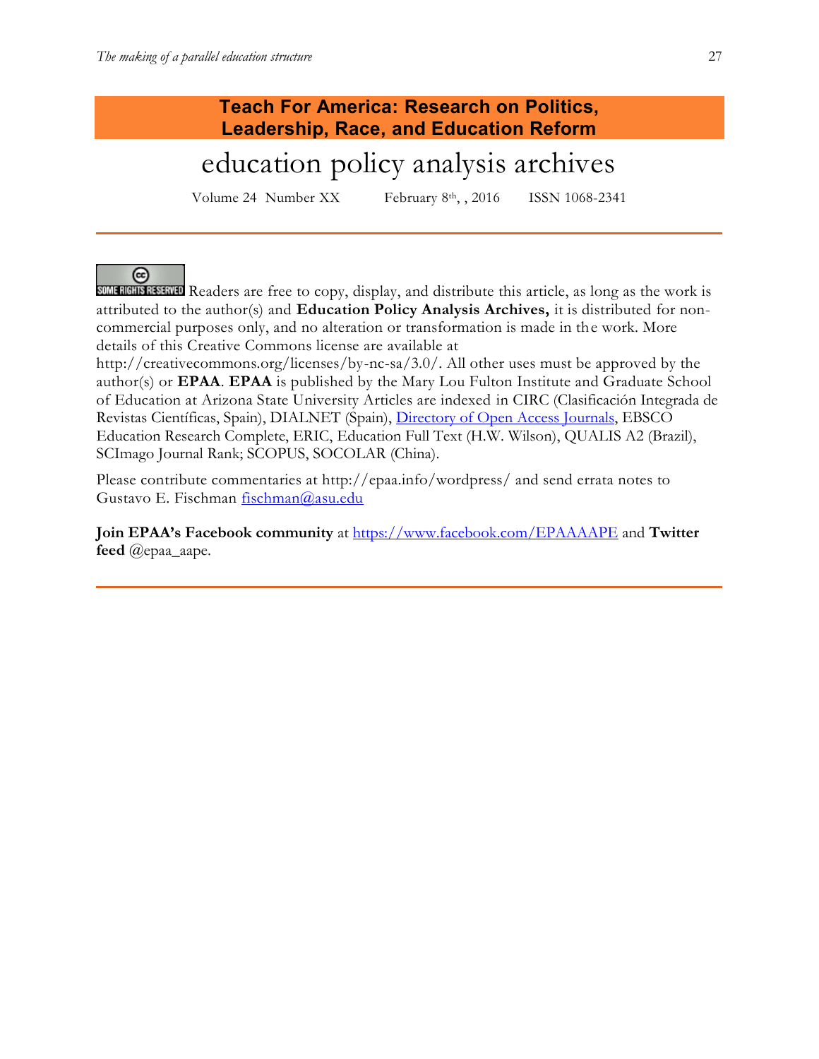**Teach For America: Research on Politics, Leadership, Race, and Education Reform**

# education policy analysis archives

Volume 24 Number XX February 8th, , 2016 ISSN 1068-2341

---

SOME RIGHTS RESERVED Readers are free to copy, display, and distribute this article, as long as the work is attributed to the author(s) and **Education Policy Analysis Archives,** it is distributed for non-commercial purposes only, and no alteration or transformation is made in the work. More details of this Creative Commons license are available at http://creativecommons.org/licenses/by-nc-sa/3.0/. All other uses must be approved by the author(s) or **EPAA**. **EPAA** is published by the Mary Lou Fulton Institute and Graduate School of Education at Arizona State University Articles are indexed in CIRC (Clasificación Integrada de Revistas Científicas, Spain), DIALNET (Spain), Directory of Open Access Journals, EBSCO Education Research Complete, ERIC, Education Full Text (H.W. Wilson), QUALIS A2 (Brazil), SCImago Journal Rank; SCOPUS, SOCOLAR (China).

Please contribute commentaries at http://epaa.info/wordpress/ and send errata notes to Gustavo E. Fischman fischman@asu.edu

**Join EPAA's Facebook community** at https://www.facebook.com/EPAAAAPE and **Twitter feed** @epaa_aape.

---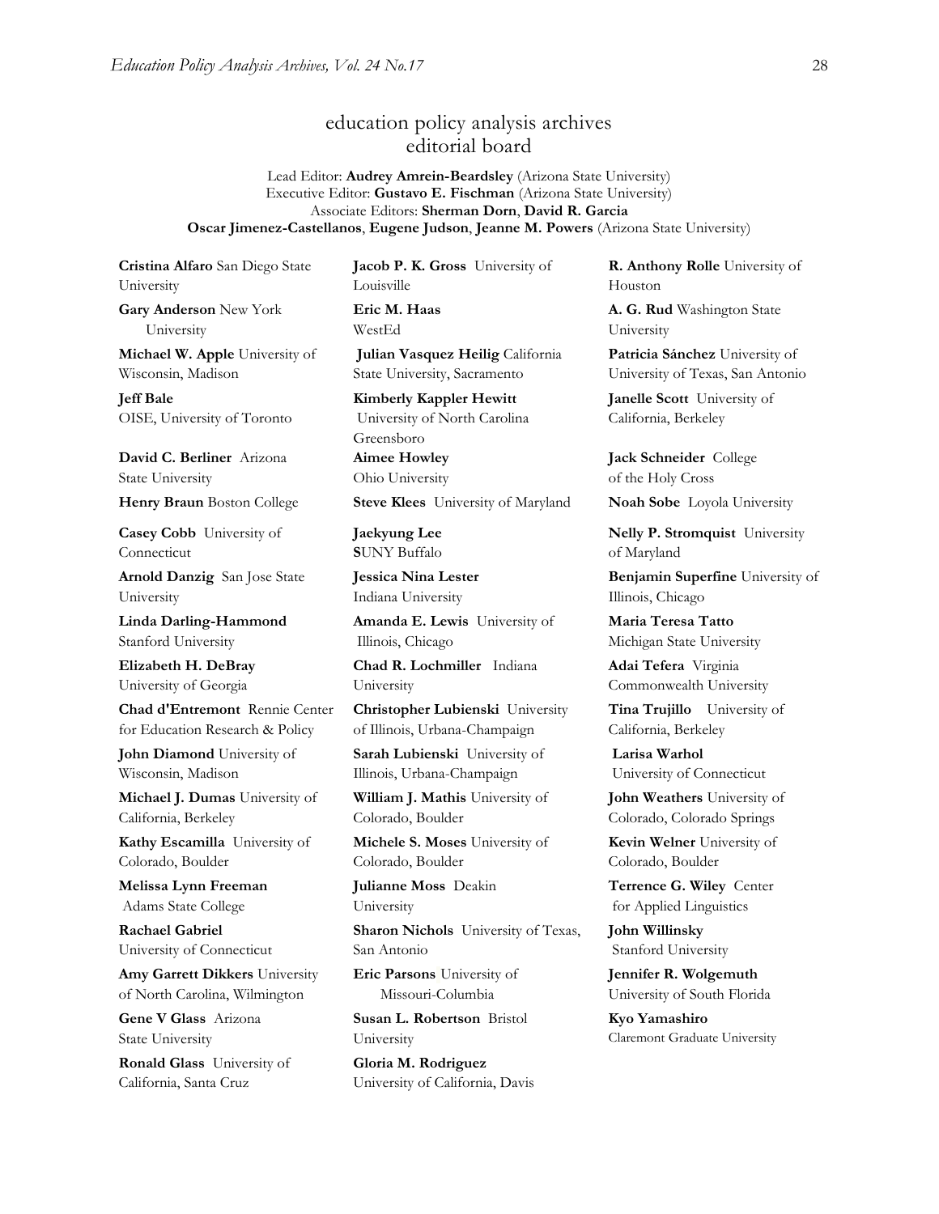## education policy analysis archives
## editorial board

Lead Editor: **Audrey Amrein-Beardsley** (Arizona State University)
Executive Editor: **Gustavo E. Fischman** (Arizona State University)
Associate Editors: **Sherman Dorn**, **David R. Garcia**
**Oscar Jimenez-Castellanos**, **Eugene Judson**, **Jeanne M. Powers** (Arizona State University)

**Cristina Alfaro** San Diego State University

**Gary Anderson** New York University

**Michael W. Apple** University of Wisconsin, Madison

**Jeff Bale** OISE, University of Toronto

**David C. Berliner** Arizona State University

**Henry Braun** Boston College

**Casey Cobb** University of Connecticut

**Arnold Danzig** San Jose State University

**Linda Darling-Hammond** Stanford University

**Elizabeth H. DeBray** University of Georgia

**Chad d'Entremont** Rennie Center for Education Research & Policy

**John Diamond** University of Wisconsin, Madison

**Michael J. Dumas** University of California, Berkeley

**Kathy Escamilla** University of Colorado, Boulder

**Melissa Lynn Freeman** Adams State College

**Rachael Gabriel** University of Connecticut

**Amy Garrett Dikkers** University of North Carolina, Wilmington

**Gene V Glass** Arizona State University

**Ronald Glass** University of California, Santa Cruz

**Jacob P. K. Gross** University of Louisville

**Eric M. Haas** WestEd

**Julian Vasquez Heilig** California State University, Sacramento

**Kimberly Kappler Hewitt** University of North Carolina Greensboro

**Aimee Howley** Ohio University

**Steve Klees** University of Maryland

**Jaekyung Lee** SUNY Buffalo

**Jessica Nina Lester** Indiana University

**Amanda E. Lewis** University of Illinois, Chicago

**Chad R. Lochmiller** Indiana University

**Christopher Lubienski** University of Illinois, Urbana-Champaign

**Sarah Lubienski** University of Illinois, Urbana-Champaign

**William J. Mathis** University of Colorado, Boulder

**Michele S. Moses** University of Colorado, Boulder

**Julianne Moss** Deakin University

**Sharon Nichols** University of Texas, San Antonio

**Eric Parsons** University of Missouri-Columbia

**Susan L. Robertson** Bristol University

**Gloria M. Rodriguez** University of California, Davis

**R. Anthony Rolle** University of Houston

**A. G. Rud** Washington State University

**Patricia Sánchez** University of University of Texas, San Antonio

**Janelle Scott** University of California, Berkeley

**Jack Schneider** College of the Holy Cross

**Noah Sobe** Loyola University

**Nelly P. Stromquist** University of Maryland

**Benjamin Superfine** University of Illinois, Chicago

**Maria Teresa Tatto** Michigan State University

**Adai Tefera** Virginia Commonwealth University

**Tina Trujillo** University of California, Berkeley

**Larisa Warhol** University of Connecticut

**John Weathers** University of Colorado, Colorado Springs

**Kevin Welner** University of Colorado, Boulder

**Terrence G. Wiley** Center for Applied Linguistics

**John Willinsky** Stanford University

**Jennifer R. Wolgemuth** University of South Florida

**Kyo Yamashiro** Claremont Graduate University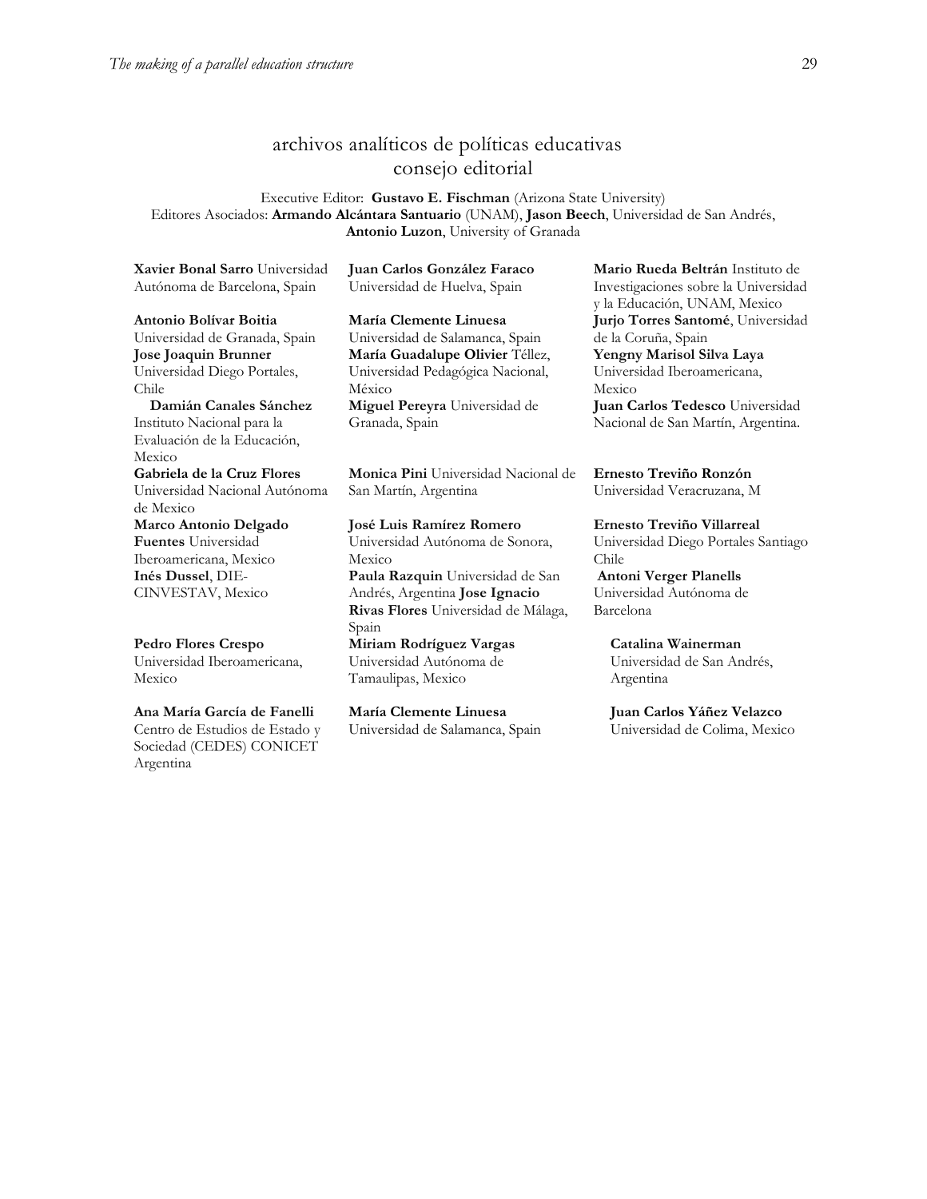## archivos analíticos de políticas educativas
## consejo editorial

Executive Editor: **Gustavo E. Fischman** (Arizona State University)
Editores Asociados: **Armando Alcántara Santuario** (UNAM), **Jason Beech**, Universidad de San Andrés, **Antonio Luzon**, University of Granada

**Xavier Bonal Sarro** Universidad Autónoma de Barcelona, Spain

**Antonio Bolívar Boitia** Universidad de Granada, Spain
**Jose Joaquin Brunner** Universidad Diego Portales, Chile
**Damián Canales Sánchez** Instituto Nacional para la Evaluación de la Educación, Mexico
**Gabriela de la Cruz Flores** Universidad Nacional Autónoma de Mexico
**Marco Antonio Delgado Fuentes** Universidad Iberoamericana, Mexico
**Inés Dussel**, DIE-CINVESTAV, Mexico

**Pedro Flores Crespo** Universidad Iberoamericana, Mexico

**Ana María García de Fanelli** Centro de Estudios de Estado y Sociedad (CEDES) CONICET Argentina

**Juan Carlos González Faraco** Universidad de Huelva, Spain

**María Clemente Linuesa** Universidad de Salamanca, Spain
**María Guadalupe Olivier** Téllez, Universidad Pedagógica Nacional, México
**Miguel Pereyra** Universidad de Granada, Spain

**Monica Pini** Universidad Nacional de San Martín, Argentina

**José Luis Ramírez Romero** Universidad Autónoma de Sonora, Mexico
**Paula Razquin** Universidad de San Andrés, Argentina **Jose Ignacio Rivas Flores** Universidad de Málaga, Spain
**Miriam Rodríguez Vargas** Universidad Autónoma de Tamaulipas, Mexico

**María Clemente Linuesa** Universidad de Salamanca, Spain

**Mario Rueda Beltrán** Instituto de Investigaciones sobre la Universidad y la Educación, UNAM, Mexico
**Jurjo Torres Santomé**, Universidad de la Coruña, Spain
**Yengny Marisol Silva Laya** Universidad Iberoamericana, Mexico
**Juan Carlos Tedesco** Universidad Nacional de San Martín, Argentina.

**Ernesto Treviño Ronzón** Universidad Veracruzana, M

**Ernesto Treviño Villarreal** Universidad Diego Portales Santiago Chile
**Antoni Verger Planells** Universidad Autónoma de Barcelona

**Catalina Wainerman** Universidad de San Andrés, Argentina

**Juan Carlos Yáñez Velazco** Universidad de Colima, Mexico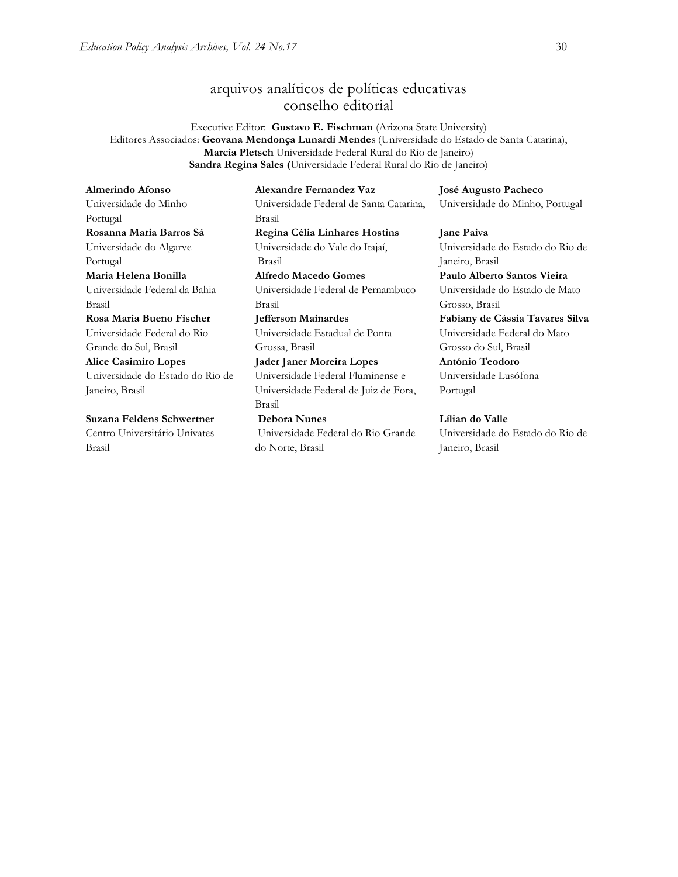## arquivos analíticos de políticas educativas
## conselho editorial

Executive Editor: **Gustavo E. Fischman** (Arizona State University)
Editores Associados: **Geovana Mendonça Lunardi Mende**s (Universidade do Estado de Santa Catarina), **Marcia Pletsch** Universidade Federal Rural do Rio de Janeiro)
**Sandra Regina Sales (**Universidade Federal Rural do Rio de Janeiro)

**Almerindo Afonso**
Universidade do Minho
Portugal

**Rosanna Maria Barros Sá**
Universidade do Algarve
Portugal

**Maria Helena Bonilla**
Universidade Federal da Bahia
Brasil

**Rosa Maria Bueno Fischer**
Universidade Federal do Rio Grande do Sul, Brasil

**Alice Casimiro Lopes**
Universidade do Estado do Rio de Janeiro, Brasil

**Suzana Feldens Schwertner**
Centro Universitário Univates
Brasil

**Alexandre Fernandez Vaz**
Universidade Federal de Santa Catarina, Brasil

**Regina Célia Linhares Hostins**
Universidade do Vale do Itajaí,
Brasil

**Alfredo Macedo Gomes**
Universidade Federal de Pernambuco
Brasil

**Jefferson Mainardes**
Universidade Estadual de Ponta Grossa, Brasil

**Jader Janer Moreira Lopes**
Universidade Federal Fluminense e Universidade Federal de Juiz de Fora, Brasil

**Debora Nunes**
Universidade Federal do Rio Grande do Norte, Brasil

**José Augusto Pacheco**
Universidade do Minho, Portugal

**Jane Paiva**
Universidade do Estado do Rio de Janeiro, Brasil

**Paulo Alberto Santos Vieira**
Universidade do Estado de Mato Grosso, Brasil

**Fabiany de Cássia Tavares Silva**
Universidade Federal do Mato Grosso do Sul, Brasil

**António Teodoro**
Universidade Lusófona
Portugal

**Lílian do Valle**
Universidade do Estado do Rio de Janeiro, Brasil